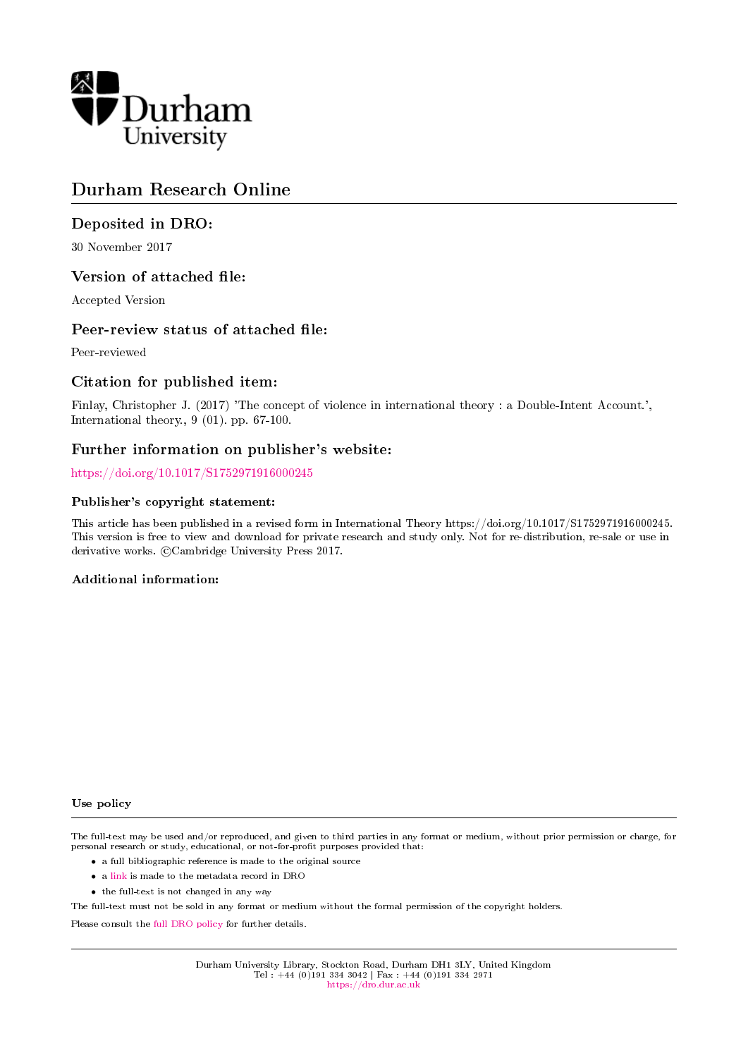Durham University

# Durham Research Online

## Deposited in DRO:

30 November 2017

## Version of attached file:

Accepted Version

## Peer-review status of attached file:

Peer-reviewed

## Citation for published item:

Finlay, Christopher J. (2017) 'The concept of violence in international theory : a Double-Intent Account.', International theory., 9 (01). pp. 67-100.

## Further information on publisher's website:

https://doi.org/10.1017/S1752971916000245

### Publisher's copyright statement:

This article has been published in a revised form in International Theory https://doi.org/10.1017/S1752971916000245. This version is free to view and download for private research and study only. Not for re-distribution, re-sale or use in derivative works. ©Cambridge University Press 2017.

### Additional information:

### Use policy

The full-text may be used and/or reproduced, and given to third parties in any format or medium, without prior permission or charge, for personal research or study, educational, or not-for-profit purposes provided that:

- a full bibliographic reference is made to the original source
- a link is made to the metadata record in DRO
- the full-text is not changed in any way

The full-text must not be sold in any format or medium without the formal permission of the copyright holders.

Please consult the full DRO policy for further details.

Durham University Library, Stockton Road, Durham DH1 3LY, United Kingdom
Tel : +44 (0)191 334 3042 | Fax : +44 (0)191 334 2971
https://dro.dur.ac.uk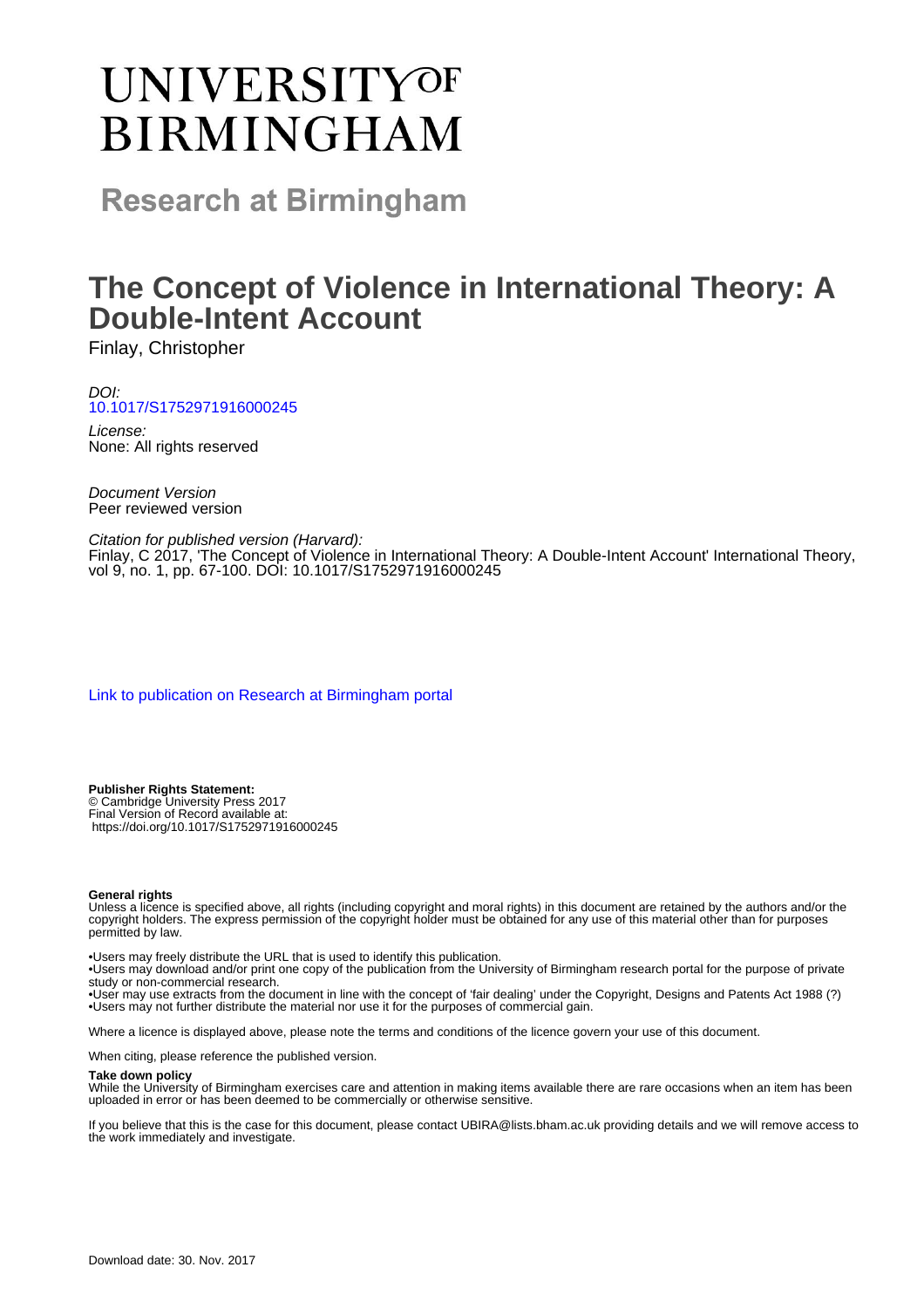# UNIVERSITY OF BIRMINGHAM

## Research at Birmingham

# The Concept of Violence in International Theory: A Double-Intent Account

Finlay, Christopher

*DOI:*
[10.1017/S1752971916000245](https://doi.org/10.1017/S1752971916000245)

*License:*
None: All rights reserved

*Document Version*
Peer reviewed version

*Citation for published version (Harvard):*
Finlay, C 2017, 'The Concept of Violence in International Theory: A Double-Intent Account' International Theory, vol 9, no. 1, pp. 67-100. DOI: 10.1017/S1752971916000245

[Link to publication on Research at Birmingham portal](#)

**Publisher Rights Statement:**
© Cambridge University Press 2017
Final Version of Record available at:
https://doi.org/10.1017/S1752971916000245

**General rights**
Unless a licence is specified above, all rights (including copyright and moral rights) in this document are retained by the authors and/or the copyright holders. The express permission of the copyright holder must be obtained for any use of this material other than for purposes permitted by law.

•Users may freely distribute the URL that is used to identify this publication.
•Users may download and/or print one copy of the publication from the University of Birmingham research portal for the purpose of private study or non-commercial research.
•User may use extracts from the document in line with the concept of 'fair dealing' under the Copyright, Designs and Patents Act 1988 (?)
•Users may not further distribute the material nor use it for the purposes of commercial gain.

Where a licence is displayed above, please note the terms and conditions of the licence govern your use of this document.

When citing, please reference the published version.

**Take down policy**
While the University of Birmingham exercises care and attention in making items available there are rare occasions when an item has been uploaded in error or has been deemed to be commercially or otherwise sensitive.

If you believe that this is the case for this document, please contact UBIRA@lists.bham.ac.uk providing details and we will remove access to the work immediately and investigate.

Download date: 30. Nov. 2017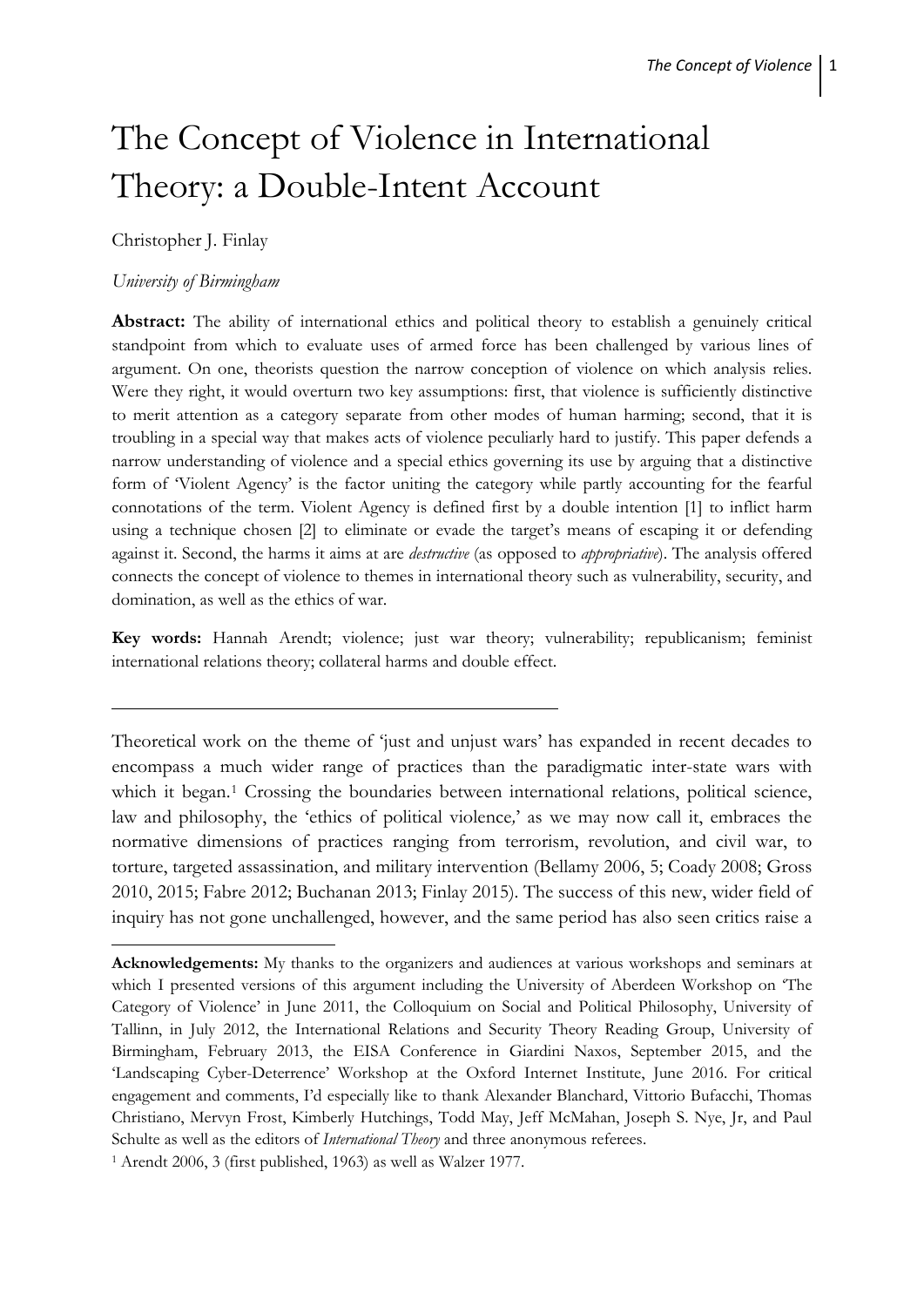# The Concept of Violence in International Theory: a Double-Intent Account

Christopher J. Finlay

*University of Birmingham*

**Abstract:** The ability of international ethics and political theory to establish a genuinely critical standpoint from which to evaluate uses of armed force has been challenged by various lines of argument. On one, theorists question the narrow conception of violence on which analysis relies. Were they right, it would overturn two key assumptions: first, that violence is sufficiently distinctive to merit attention as a category separate from other modes of human harming; second, that it is troubling in a special way that makes acts of violence peculiarly hard to justify. This paper defends a narrow understanding of violence and a special ethics governing its use by arguing that a distinctive form of 'Violent Agency' is the factor uniting the category while partly accounting for the fearful connotations of the term. Violent Agency is defined first by a double intention [1] to inflict harm using a technique chosen [2] to eliminate or evade the target's means of escaping it or defending against it. Second, the harms it aims at are *destructive* (as opposed to *appropriative*). The analysis offered connects the concept of violence to themes in international theory such as vulnerability, security, and domination, as well as the ethics of war.

**Key words:** Hannah Arendt; violence; just war theory; vulnerability; republicanism; feminist international relations theory; collateral harms and double effect.

---

Theoretical work on the theme of 'just and unjust wars' has expanded in recent decades to encompass a much wider range of practices than the paradigmatic inter-state wars with which it began.[1] Crossing the boundaries between international relations, political science, law and philosophy, the 'ethics of political violence,' as we may now call it, embraces the normative dimensions of practices ranging from terrorism, revolution, and civil war, to torture, targeted assassination, and military intervention (Bellamy 2006, 5; Coady 2008; Gross 2010, 2015; Fabre 2012; Buchanan 2013; Finlay 2015). The success of this new, wider field of inquiry has not gone unchallenged, however, and the same period has also seen critics raise a

---

**Acknowledgements:** My thanks to the organizers and audiences at various workshops and seminars at which I presented versions of this argument including the University of Aberdeen Workshop on 'The Category of Violence' in June 2011, the Colloquium on Social and Political Philosophy, University of Tallinn, in July 2012, the International Relations and Security Theory Reading Group, University of Birmingham, February 2013, the EISA Conference in Giardini Naxos, September 2015, and the 'Landscaping Cyber-Deterrence' Workshop at the Oxford Internet Institute, June 2016. For critical engagement and comments, I'd especially like to thank Alexander Blanchard, Vittorio Bufacchi, Thomas Christiano, Mervyn Frost, Kimberly Hutchings, Todd May, Jeff McMahan, Joseph S. Nye, Jr, and Paul Schulte as well as the editors of *International Theory* and three anonymous referees.

[1] Arendt 2006, 3 (first published, 1963) as well as Walzer 1977.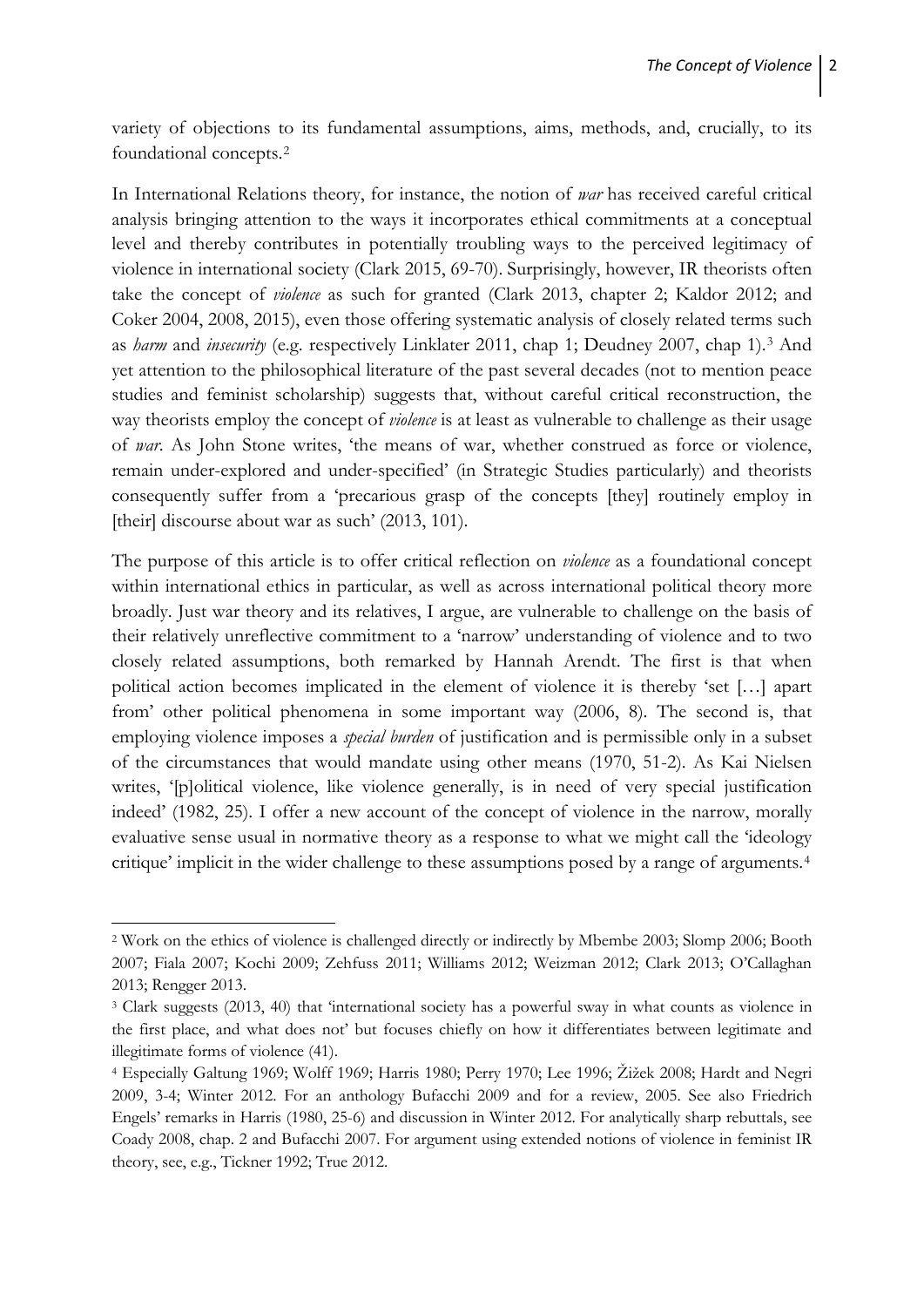variety of objections to its fundamental assumptions, aims, methods, and, crucially, to its foundational concepts.[2]

In International Relations theory, for instance, the notion of *war* has received careful critical analysis bringing attention to the ways it incorporates ethical commitments at a conceptual level and thereby contributes in potentially troubling ways to the perceived legitimacy of violence in international society (Clark 2015, 69-70). Surprisingly, however, IR theorists often take the concept of *violence* as such for granted (Clark 2013, chapter 2; Kaldor 2012; and Coker 2004, 2008, 2015), even those offering systematic analysis of closely related terms such as *harm* and *insecurity* (e.g. respectively Linklater 2011, chap 1; Deudney 2007, chap 1).[3] And yet attention to the philosophical literature of the past several decades (not to mention peace studies and feminist scholarship) suggests that, without careful critical reconstruction, the way theorists employ the concept of *violence* is at least as vulnerable to challenge as their usage of *war*. As John Stone writes, 'the means of war, whether construed as force or violence, remain under-explored and under-specified' (in Strategic Studies particularly) and theorists consequently suffer from a 'precarious grasp of the concepts [they] routinely employ in [their] discourse about war as such' (2013, 101).

The purpose of this article is to offer critical reflection on *violence* as a foundational concept within international ethics in particular, as well as across international political theory more broadly. Just war theory and its relatives, I argue, are vulnerable to challenge on the basis of their relatively unreflective commitment to a 'narrow' understanding of violence and to two closely related assumptions, both remarked by Hannah Arendt. The first is that when political action becomes implicated in the element of violence it is thereby 'set […] apart from' other political phenomena in some important way (2006, 8). The second is, that employing violence imposes a *special burden* of justification and is permissible only in a subset of the circumstances that would mandate using other means (1970, 51-2). As Kai Nielsen writes, '[p]olitical violence, like violence generally, is in need of very special justification indeed' (1982, 25). I offer a new account of the concept of violence in the narrow, morally evaluative sense usual in normative theory as a response to what we might call the 'ideology critique' implicit in the wider challenge to these assumptions posed by a range of arguments.[4]

---

[2] Work on the ethics of violence is challenged directly or indirectly by Mbembe 2003; Slomp 2006; Booth 2007; Fiala 2007; Kochi 2009; Zehfuss 2011; Williams 2012; Weizman 2012; Clark 2013; O'Callaghan 2013; Rengger 2013.

[3] Clark suggests (2013, 40) that 'international society has a powerful sway in what counts as violence in the first place, and what does not' but focuses chiefly on how it differentiates between legitimate and illegitimate forms of violence (41).

[4] Especially Galtung 1969; Wolff 1969; Harris 1980; Perry 1970; Lee 1996; Žižek 2008; Hardt and Negri 2009, 3-4; Winter 2012. For an anthology Bufacchi 2009 and for a review, 2005. See also Friedrich Engels' remarks in Harris (1980, 25-6) and discussion in Winter 2012. For analytically sharp rebuttals, see Coady 2008, chap. 2 and Bufacchi 2007. For argument using extended notions of violence in feminist IR theory, see, e.g., Tickner 1992; True 2012.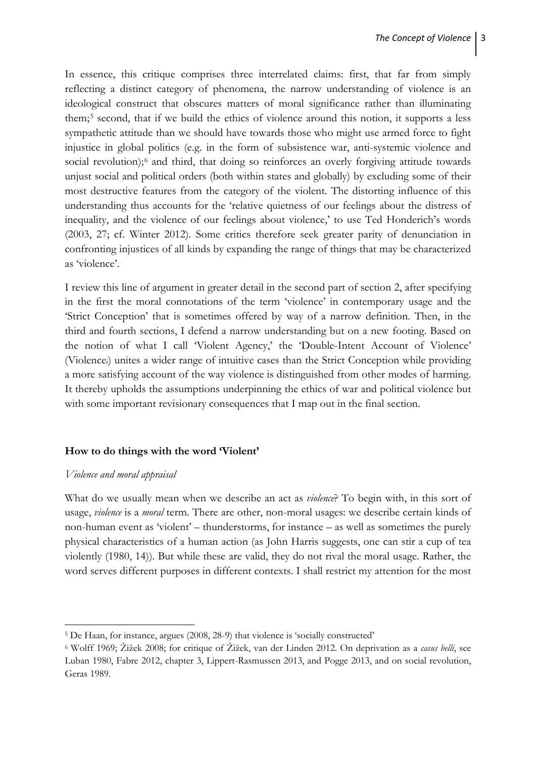In essence, this critique comprises three interrelated claims: first, that far from simply reflecting a distinct category of phenomena, the narrow understanding of violence is an ideological construct that obscures matters of moral significance rather than illuminating them;[5] second, that if we build the ethics of violence around this notion, it supports a less sympathetic attitude than we should have towards those who might use armed force to fight injustice in global politics (e.g. in the form of subsistence war, anti-systemic violence and social revolution);[6] and third, that doing so reinforces an overly forgiving attitude towards unjust social and political orders (both within states and globally) by excluding some of their most destructive features from the category of the violent. The distorting influence of this understanding thus accounts for the 'relative quietness of our feelings about the distress of inequality, and the violence of our feelings about violence,' to use Ted Honderich's words (2003, 27; cf. Winter 2012). Some critics therefore seek greater parity of denunciation in confronting injustices of all kinds by expanding the range of things that may be characterized as 'violence'.

I review this line of argument in greater detail in the second part of section 2, after specifying in the first the moral connotations of the term 'violence' in contemporary usage and the 'Strict Conception' that is sometimes offered by way of a narrow definition. Then, in the third and fourth sections, I defend a narrow understanding but on a new footing. Based on the notion of what I call 'Violent Agency,' the 'Double-Intent Account of Violence' (Violence$_i$) unites a wider range of intuitive cases than the Strict Conception while providing a more satisfying account of the way violence is distinguished from other modes of harming. It thereby upholds the assumptions underpinning the ethics of war and political violence but with some important revisionary consequences that I map out in the final section.

## How to do things with the word 'Violent'

### *Violence and moral appraisal*

What do we usually mean when we describe an act as *violence*? To begin with, in this sort of usage, *violence* is a *moral* term. There are other, non-moral usages: we describe certain kinds of non-human event as 'violent' – thunderstorms, for instance – as well as sometimes the purely physical characteristics of a human action (as John Harris suggests, one can stir a cup of tea violently (1980, 14)). But while these are valid, they do not rival the moral usage. Rather, the word serves different purposes in different contexts. I shall restrict my attention for the most

---

[5] De Haan, for instance, argues (2008, 28-9) that violence is 'socially constructed'

[6] Wolff 1969; Žižek 2008; for critique of Žižek, van der Linden 2012. On deprivation as a *casus belli*, see Luban 1980, Fabre 2012, chapter 3, Lippert-Rasmussen 2013, and Pogge 2013, and on social revolution, Geras 1989.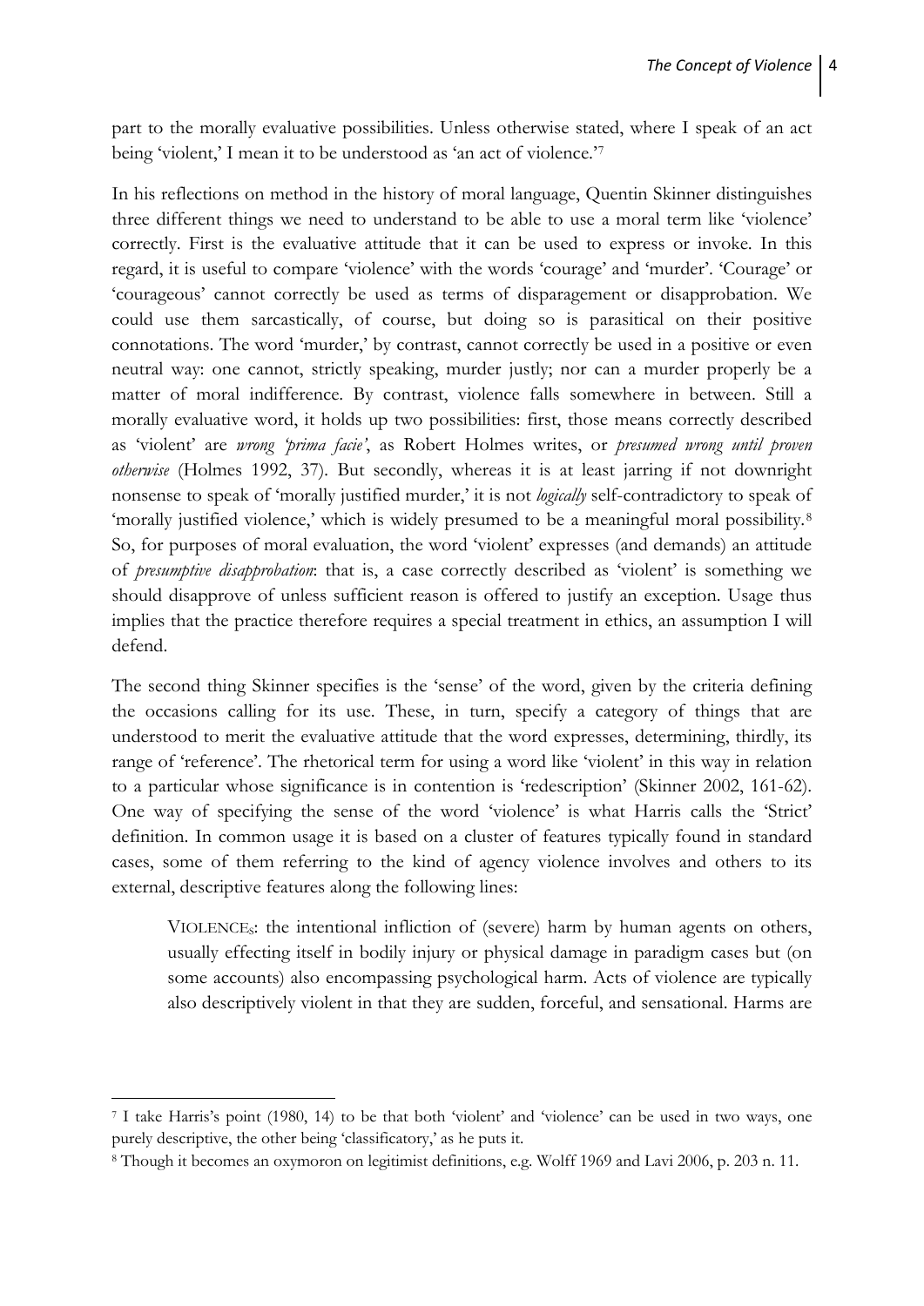part to the morally evaluative possibilities. Unless otherwise stated, where I speak of an act being 'violent,' I mean it to be understood as 'an act of violence.'[7]

In his reflections on method in the history of moral language, Quentin Skinner distinguishes three different things we need to understand to be able to use a moral term like 'violence' correctly. First is the evaluative attitude that it can be used to express or invoke. In this regard, it is useful to compare 'violence' with the words 'courage' and 'murder'. 'Courage' or 'courageous' cannot correctly be used as terms of disparagement or disapprobation. We could use them sarcastically, of course, but doing so is parasitical on their positive connotations. The word 'murder,' by contrast, cannot correctly be used in a positive or even neutral way: one cannot, strictly speaking, murder justly; nor can a murder properly be a matter of moral indifference. By contrast, violence falls somewhere in between. Still a morally evaluative word, it holds up two possibilities: first, those means correctly described as 'violent' are *wrong 'prima facie'*, as Robert Holmes writes, or *presumed wrong until proven otherwise* (Holmes 1992, 37). But secondly, whereas it is at least jarring if not downright nonsense to speak of 'morally justified murder,' it is not *logically* self-contradictory to speak of 'morally justified violence,' which is widely presumed to be a meaningful moral possibility.[8] So, for purposes of moral evaluation, the word 'violent' expresses (and demands) an attitude of *presumptive disapprobation*: that is, a case correctly described as 'violent' is something we should disapprove of unless sufficient reason is offered to justify an exception. Usage thus implies that the practice therefore requires a special treatment in ethics, an assumption I will defend.

The second thing Skinner specifies is the 'sense' of the word, given by the criteria defining the occasions calling for its use. These, in turn, specify a category of things that are understood to merit the evaluative attitude that the word expresses, determining, thirdly, its range of 'reference'. The rhetorical term for using a word like 'violent' in this way in relation to a particular whose significance is in contention is 'redescription' (Skinner 2002, 161-62). One way of specifying the sense of the word 'violence' is what Harris calls the 'Strict' definition. In common usage it is based on a cluster of features typically found in standard cases, some of them referring to the kind of agency violence involves and others to its external, descriptive features along the following lines:

> VIOLENCE$_S$: the intentional infliction of (severe) harm by human agents on others, usually effecting itself in bodily injury or physical damage in paradigm cases but (on some accounts) also encompassing psychological harm. Acts of violence are typically also descriptively violent in that they are sudden, forceful, and sensational. Harms are

---

[7] I take Harris's point (1980, 14) to be that both 'violent' and 'violence' can be used in two ways, one purely descriptive, the other being 'classificatory,' as he puts it.

[8] Though it becomes an oxymoron on legitimist definitions, e.g. Wolff 1969 and Lavi 2006, p. 203 n. 11.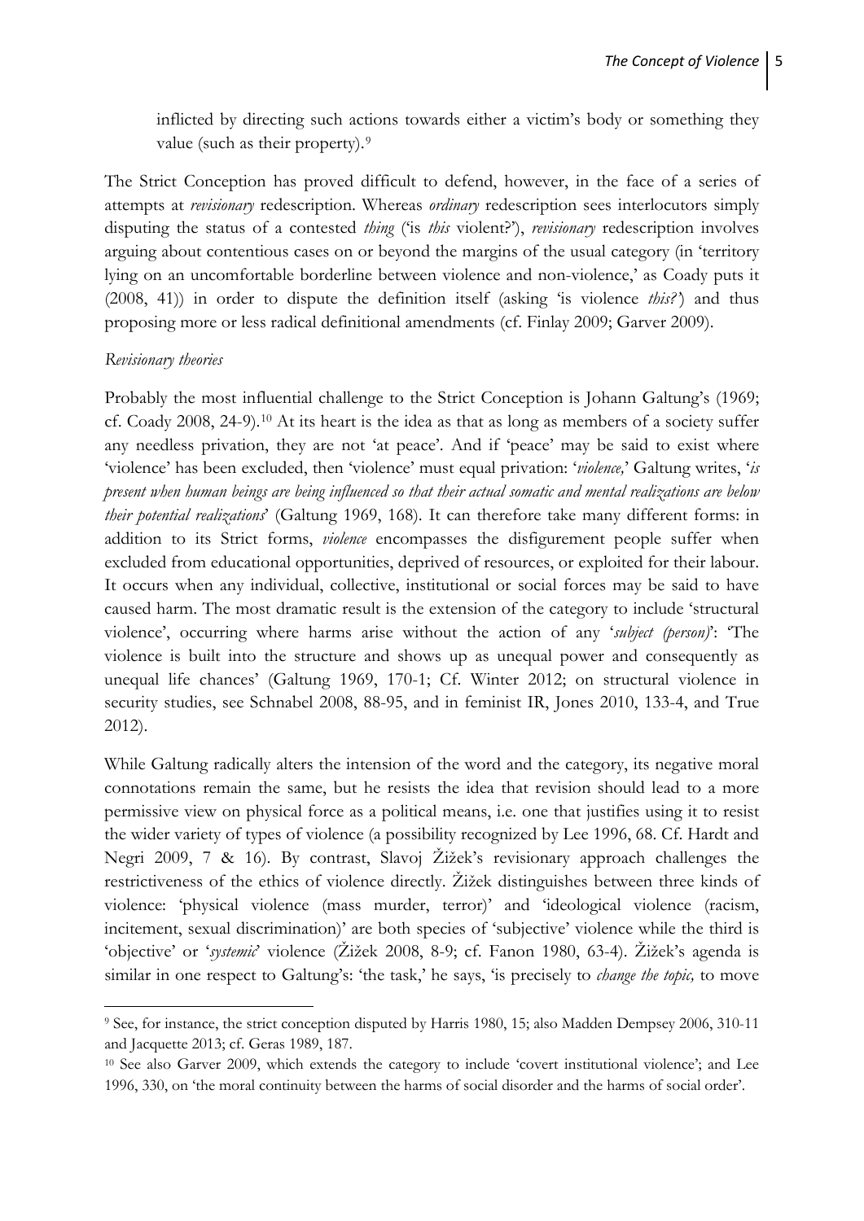inflicted by directing such actions towards either a victim's body or something they value (such as their property).[9]

The Strict Conception has proved difficult to defend, however, in the face of a series of attempts at *revisionary* redescription. Whereas *ordinary* redescription sees interlocutors simply disputing the status of a contested *thing* ('is *this* violent?'), *revisionary* redescription involves arguing about contentious cases on or beyond the margins of the usual category (in 'territory lying on an uncomfortable borderline between violence and non-violence,' as Coady puts it (2008, 41)) in order to dispute the definition itself (asking 'is violence *this?*') and thus proposing more or less radical definitional amendments (cf. Finlay 2009; Garver 2009).

*Revisionary theories*

Probably the most influential challenge to the Strict Conception is Johann Galtung's (1969; cf. Coady 2008, 24-9).[10] At its heart is the idea as that as long as members of a society suffer any needless privation, they are not 'at peace'. And if 'peace' may be said to exist where 'violence' has been excluded, then 'violence' must equal privation: '*violence,*' Galtung writes, '*is present when human beings are being influenced so that their actual somatic and mental realizations are below their potential realizations*' (Galtung 1969, 168). It can therefore take many different forms: in addition to its Strict forms, *violence* encompasses the disfigurement people suffer when excluded from educational opportunities, deprived of resources, or exploited for their labour. It occurs when any individual, collective, institutional or social forces may be said to have caused harm. The most dramatic result is the extension of the category to include 'structural violence', occurring where harms arise without the action of any '*subject (person)*': 'The violence is built into the structure and shows up as unequal power and consequently as unequal life chances' (Galtung 1969, 170-1; Cf. Winter 2012; on structural violence in security studies, see Schnabel 2008, 88-95, and in feminist IR, Jones 2010, 133-4, and True 2012).

While Galtung radically alters the intension of the word and the category, its negative moral connotations remain the same, but he resists the idea that revision should lead to a more permissive view on physical force as a political means, i.e. one that justifies using it to resist the wider variety of types of violence (a possibility recognized by Lee 1996, 68. Cf. Hardt and Negri 2009, 7 & 16). By contrast, Slavoj Žižek's revisionary approach challenges the restrictiveness of the ethics of violence directly. Žižek distinguishes between three kinds of violence: 'physical violence (mass murder, terror)' and 'ideological violence (racism, incitement, sexual discrimination)' are both species of 'subjective' violence while the third is 'objective' or '*systemic*' violence (Žižek 2008, 8-9; cf. Fanon 1980, 63-4). Žižek's agenda is similar in one respect to Galtung's: 'the task,' he says, 'is precisely to *change the topic,* to move

[9] See, for instance, the strict conception disputed by Harris 1980, 15; also Madden Dempsey 2006, 310-11 and Jacquette 2013; cf. Geras 1989, 187.

[10] See also Garver 2009, which extends the category to include 'covert institutional violence'; and Lee 1996, 330, on 'the moral continuity between the harms of social disorder and the harms of social order'.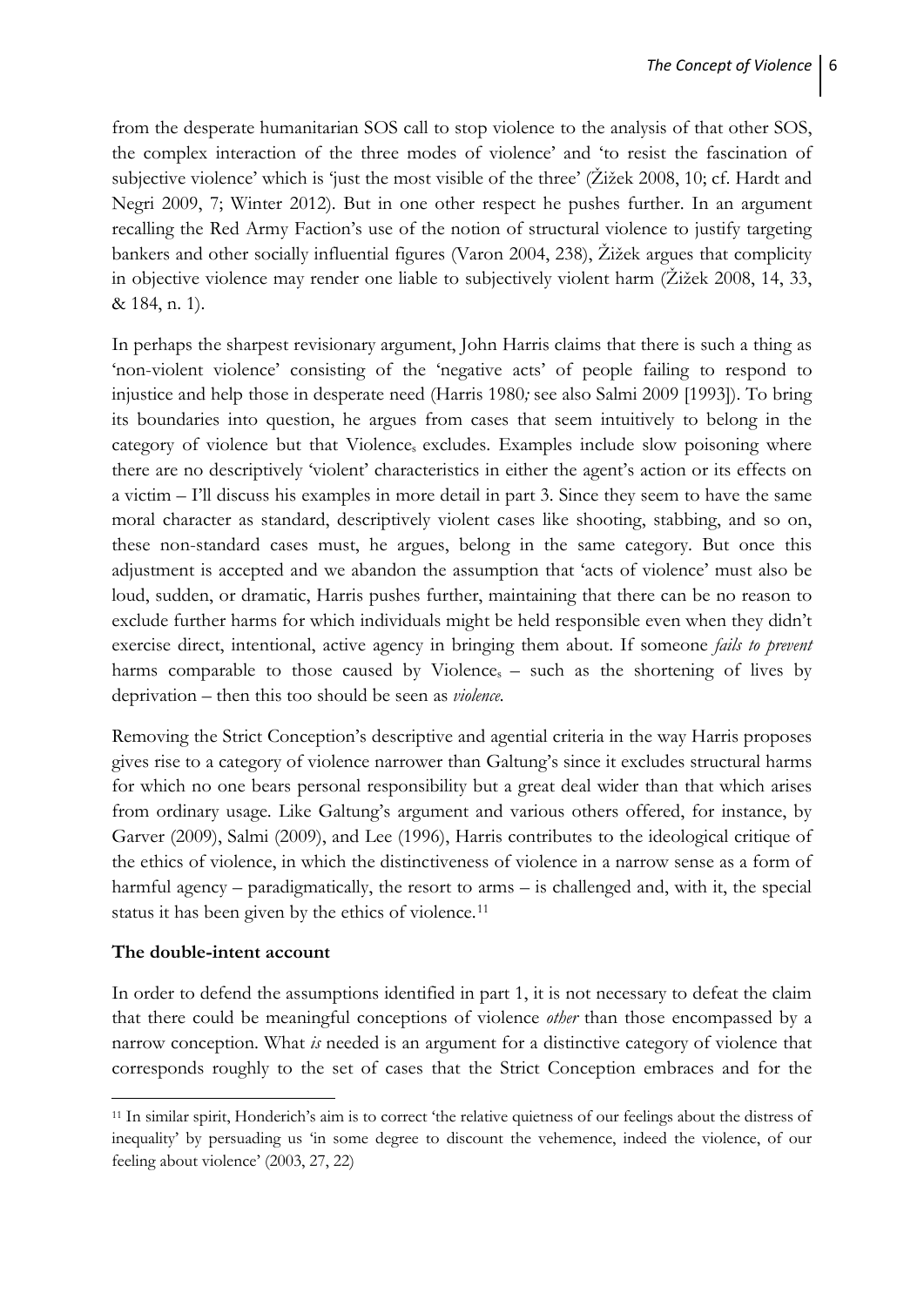from the desperate humanitarian SOS call to stop violence to the analysis of that other SOS, the complex interaction of the three modes of violence' and 'to resist the fascination of subjective violence' which is 'just the most visible of the three' (Žižek 2008, 10; cf. Hardt and Negri 2009, 7; Winter 2012). But in one other respect he pushes further. In an argument recalling the Red Army Faction's use of the notion of structural violence to justify targeting bankers and other socially influential figures (Varon 2004, 238), Žižek argues that complicity in objective violence may render one liable to subjectively violent harm (Žižek 2008, 14, 33, & 184, n. 1).

In perhaps the sharpest revisionary argument, John Harris claims that there is such a thing as 'non-violent violence' consisting of the 'negative acts' of people failing to respond to injustice and help those in desperate need (Harris 1980*;* see also Salmi 2009 [1993]). To bring its boundaries into question, he argues from cases that seem intuitively to belong in the category of violence but that Violence$_s$ excludes. Examples include slow poisoning where there are no descriptively 'violent' characteristics in either the agent's action or its effects on a victim – I'll discuss his examples in more detail in part 3. Since they seem to have the same moral character as standard, descriptively violent cases like shooting, stabbing, and so on, these non-standard cases must, he argues, belong in the same category. But once this adjustment is accepted and we abandon the assumption that 'acts of violence' must also be loud, sudden, or dramatic, Harris pushes further, maintaining that there can be no reason to exclude further harms for which individuals might be held responsible even when they didn't exercise direct, intentional, active agency in bringing them about. If someone *fails to prevent* harms comparable to those caused by Violence$_s$ – such as the shortening of lives by deprivation – then this too should be seen as *violence*.

Removing the Strict Conception's descriptive and agential criteria in the way Harris proposes gives rise to a category of violence narrower than Galtung's since it excludes structural harms for which no one bears personal responsibility but a great deal wider than that which arises from ordinary usage. Like Galtung's argument and various others offered, for instance, by Garver (2009), Salmi (2009), and Lee (1996), Harris contributes to the ideological critique of the ethics of violence, in which the distinctiveness of violence in a narrow sense as a form of harmful agency – paradigmatically, the resort to arms – is challenged and, with it, the special status it has been given by the ethics of violence.[11]

**The double-intent account**

In order to defend the assumptions identified in part 1, it is not necessary to defeat the claim that there could be meaningful conceptions of violence *other* than those encompassed by a narrow conception. What *is* needed is an argument for a distinctive category of violence that corresponds roughly to the set of cases that the Strict Conception embraces and for the

[11] In similar spirit, Honderich's aim is to correct 'the relative quietness of our feelings about the distress of inequality' by persuading us 'in some degree to discount the vehemence, indeed the violence, of our feeling about violence' (2003, 27, 22)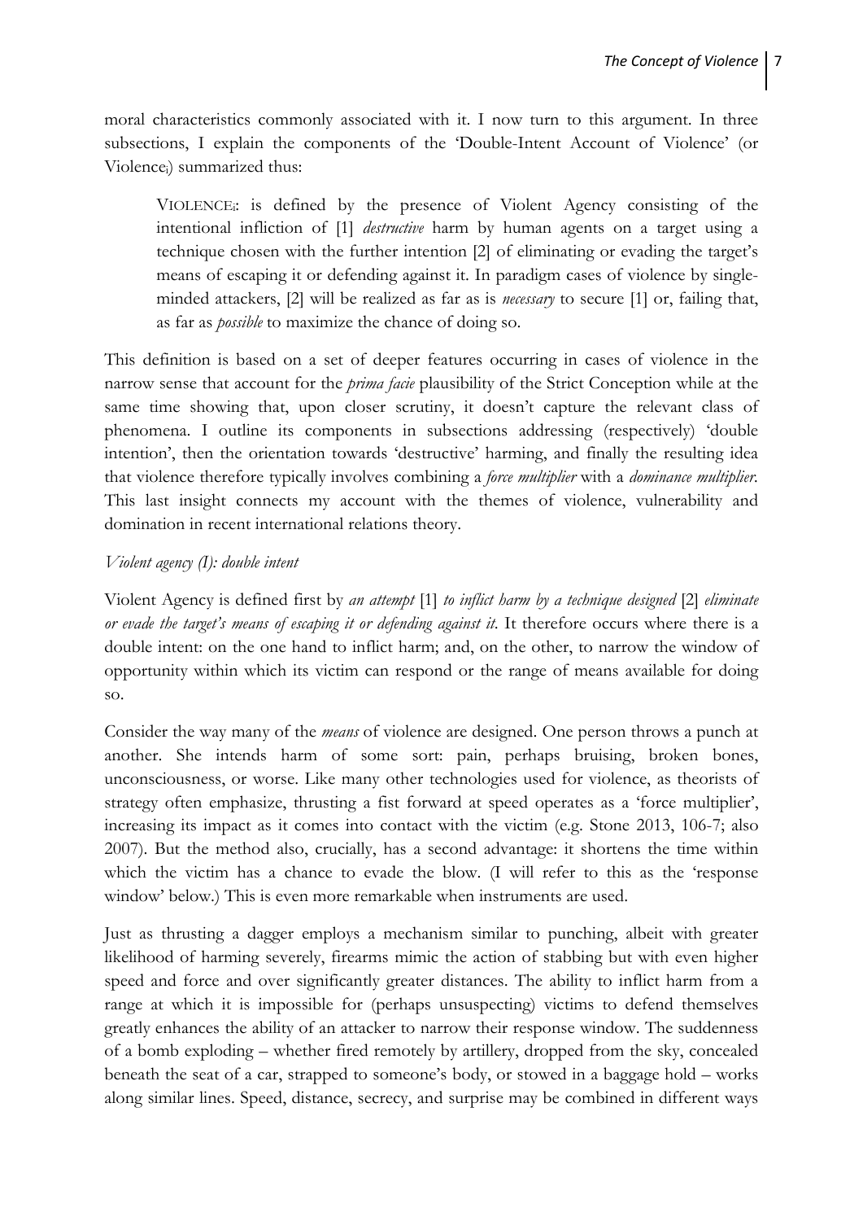moral characteristics commonly associated with it. I now turn to this argument. In three subsections, I explain the components of the 'Double-Intent Account of Violence' (or Violence$_i$) summarized thus:

> VIOLENCE$_i$: is defined by the presence of Violent Agency consisting of the intentional infliction of [1] *destructive* harm by human agents on a target using a technique chosen with the further intention [2] of eliminating or evading the target's means of escaping it or defending against it. In paradigm cases of violence by single-minded attackers, [2] will be realized as far as is *necessary* to secure [1] or, failing that, as far as *possible* to maximize the chance of doing so.

This definition is based on a set of deeper features occurring in cases of violence in the narrow sense that account for the *prima facie* plausibility of the Strict Conception while at the same time showing that, upon closer scrutiny, it doesn't capture the relevant class of phenomena. I outline its components in subsections addressing (respectively) 'double intention', then the orientation towards 'destructive' harming, and finally the resulting idea that violence therefore typically involves combining a *force multiplier* with a *dominance multiplier*. This last insight connects my account with the themes of violence, vulnerability and domination in recent international relations theory.

*Violent agency (I): double intent*

Violent Agency is defined first by *an attempt* [1] *to inflict harm by a technique designed* [2] *eliminate or evade the target's means of escaping it or defending against it*. It therefore occurs where there is a double intent: on the one hand to inflict harm; and, on the other, to narrow the window of opportunity within which its victim can respond or the range of means available for doing so.

Consider the way many of the *means* of violence are designed. One person throws a punch at another. She intends harm of some sort: pain, perhaps bruising, broken bones, unconsciousness, or worse. Like many other technologies used for violence, as theorists of strategy often emphasize, thrusting a fist forward at speed operates as a 'force multiplier', increasing its impact as it comes into contact with the victim (e.g. Stone 2013, 106-7; also 2007). But the method also, crucially, has a second advantage: it shortens the time within which the victim has a chance to evade the blow. (I will refer to this as the 'response window' below.) This is even more remarkable when instruments are used.

Just as thrusting a dagger employs a mechanism similar to punching, albeit with greater likelihood of harming severely, firearms mimic the action of stabbing but with even higher speed and force and over significantly greater distances. The ability to inflict harm from a range at which it is impossible for (perhaps unsuspecting) victims to defend themselves greatly enhances the ability of an attacker to narrow their response window. The suddenness of a bomb exploding – whether fired remotely by artillery, dropped from the sky, concealed beneath the seat of a car, strapped to someone's body, or stowed in a baggage hold – works along similar lines. Speed, distance, secrecy, and surprise may be combined in different ways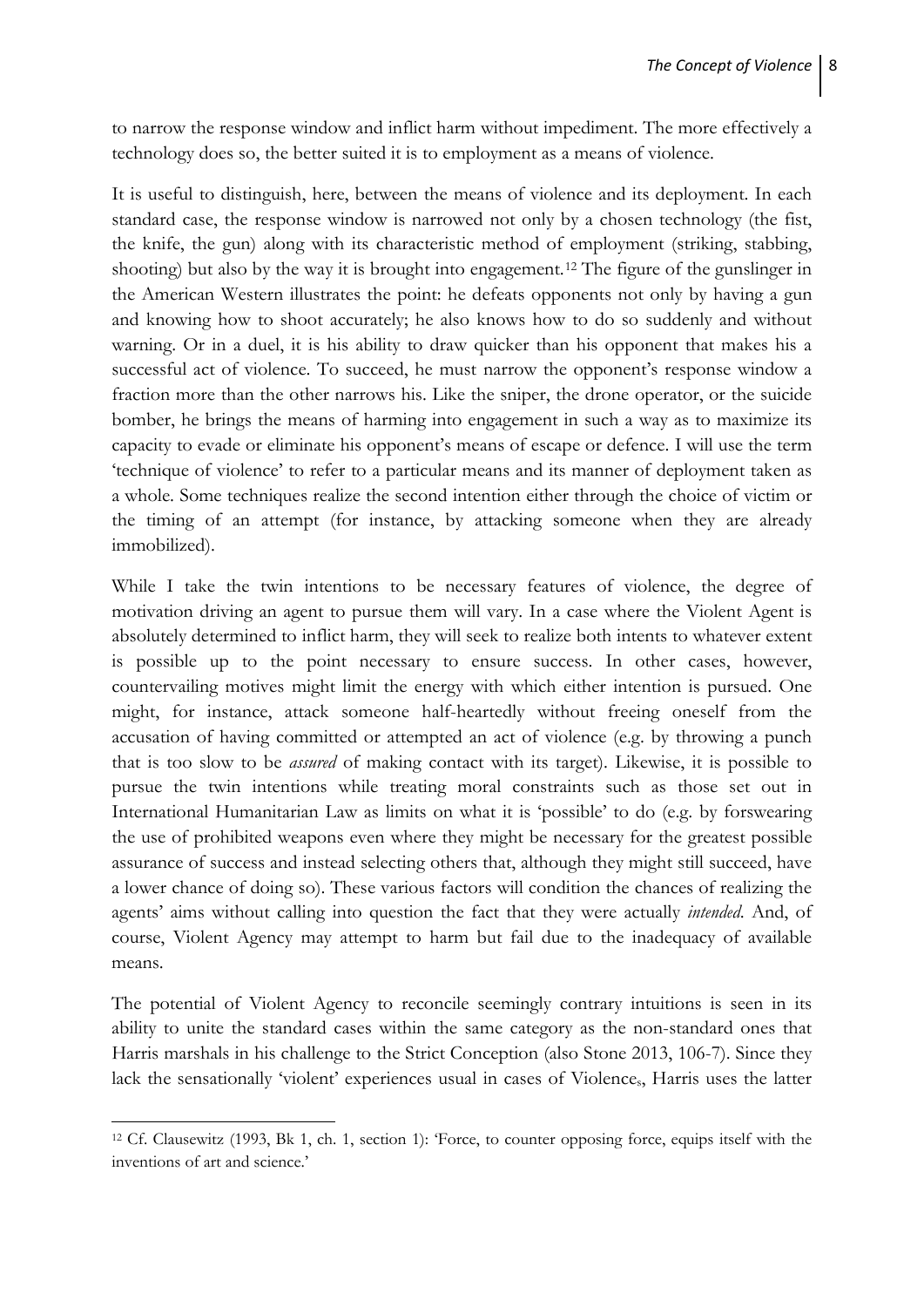to narrow the response window and inflict harm without impediment. The more effectively a technology does so, the better suited it is to employment as a means of violence.

It is useful to distinguish, here, between the means of violence and its deployment. In each standard case, the response window is narrowed not only by a chosen technology (the fist, the knife, the gun) along with its characteristic method of employment (striking, stabbing, shooting) but also by the way it is brought into engagement.[12] The figure of the gunslinger in the American Western illustrates the point: he defeats opponents not only by having a gun and knowing how to shoot accurately; he also knows how to do so suddenly and without warning. Or in a duel, it is his ability to draw quicker than his opponent that makes his a successful act of violence. To succeed, he must narrow the opponent's response window a fraction more than the other narrows his. Like the sniper, the drone operator, or the suicide bomber, he brings the means of harming into engagement in such a way as to maximize its capacity to evade or eliminate his opponent's means of escape or defence. I will use the term 'technique of violence' to refer to a particular means and its manner of deployment taken as a whole. Some techniques realize the second intention either through the choice of victim or the timing of an attempt (for instance, by attacking someone when they are already immobilized).

While I take the twin intentions to be necessary features of violence, the degree of motivation driving an agent to pursue them will vary. In a case where the Violent Agent is absolutely determined to inflict harm, they will seek to realize both intents to whatever extent is possible up to the point necessary to ensure success. In other cases, however, countervailing motives might limit the energy with which either intention is pursued. One might, for instance, attack someone half-heartedly without freeing oneself from the accusation of having committed or attempted an act of violence (e.g. by throwing a punch that is too slow to be *assured* of making contact with its target). Likewise, it is possible to pursue the twin intentions while treating moral constraints such as those set out in International Humanitarian Law as limits on what it is 'possible' to do (e.g. by forswearing the use of prohibited weapons even where they might be necessary for the greatest possible assurance of success and instead selecting others that, although they might still succeed, have a lower chance of doing so). These various factors will condition the chances of realizing the agents' aims without calling into question the fact that they were actually *intended*. And, of course, Violent Agency may attempt to harm but fail due to the inadequacy of available means.

The potential of Violent Agency to reconcile seemingly contrary intuitions is seen in its ability to unite the standard cases within the same category as the non-standard ones that Harris marshals in his challenge to the Strict Conception (also Stone 2013, 106-7). Since they lack the sensationally 'violent' experiences usual in cases of Violence$_s$, Harris uses the latter

---

[12] Cf. Clausewitz (1993, Bk 1, ch. 1, section 1): 'Force, to counter opposing force, equips itself with the inventions of art and science.'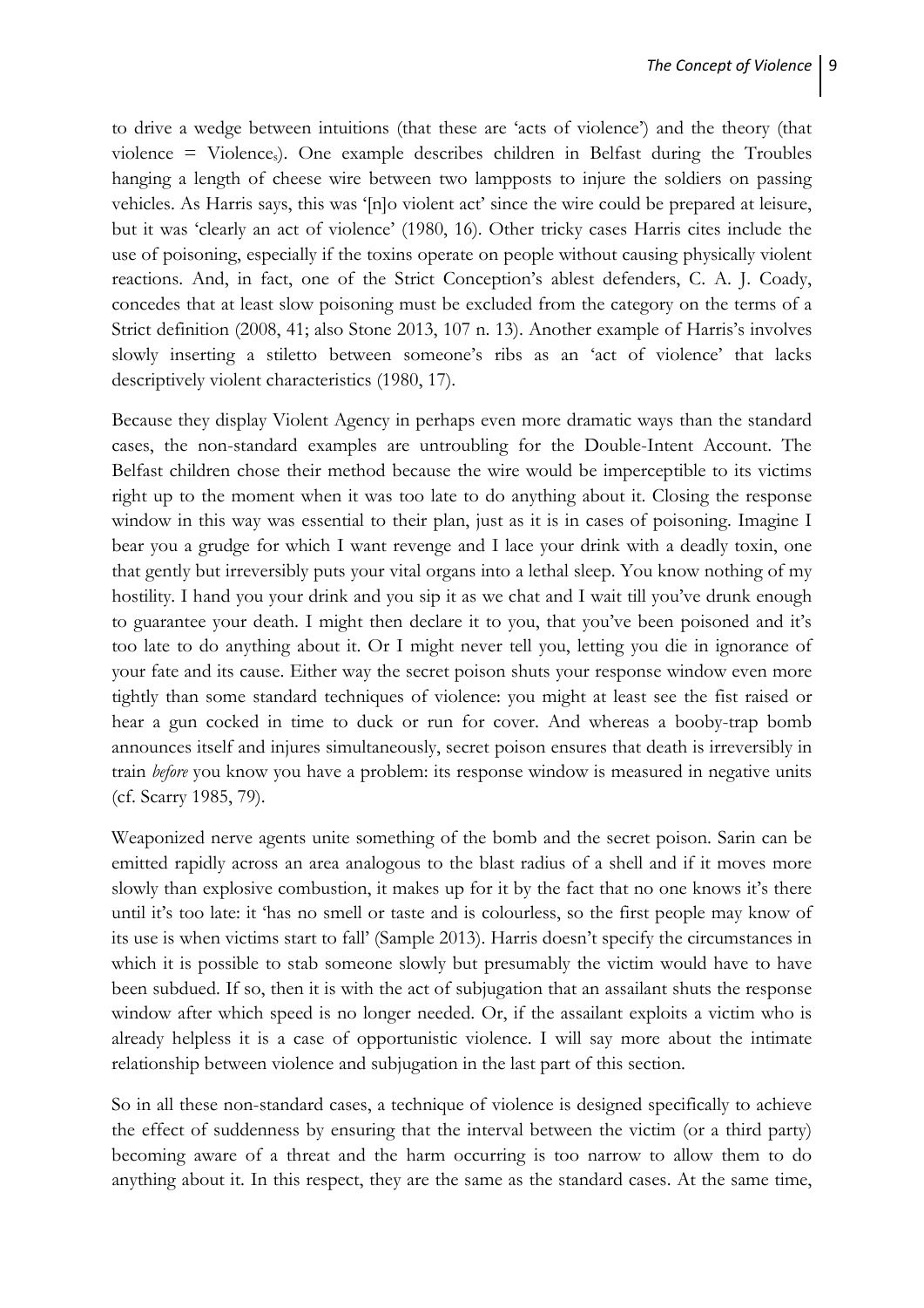to drive a wedge between intuitions (that these are 'acts of violence') and the theory (that violence = Violence$_s$). One example describes children in Belfast during the Troubles hanging a length of cheese wire between two lampposts to injure the soldiers on passing vehicles. As Harris says, this was '[n]o violent act' since the wire could be prepared at leisure, but it was 'clearly an act of violence' (1980, 16). Other tricky cases Harris cites include the use of poisoning, especially if the toxins operate on people without causing physically violent reactions. And, in fact, one of the Strict Conception's ablest defenders, C. A. J. Coady, concedes that at least slow poisoning must be excluded from the category on the terms of a Strict definition (2008, 41; also Stone 2013, 107 n. 13). Another example of Harris's involves slowly inserting a stiletto between someone's ribs as an 'act of violence' that lacks descriptively violent characteristics (1980, 17).

Because they display Violent Agency in perhaps even more dramatic ways than the standard cases, the non-standard examples are untroubling for the Double-Intent Account. The Belfast children chose their method because the wire would be imperceptible to its victims right up to the moment when it was too late to do anything about it. Closing the response window in this way was essential to their plan, just as it is in cases of poisoning. Imagine I bear you a grudge for which I want revenge and I lace your drink with a deadly toxin, one that gently but irreversibly puts your vital organs into a lethal sleep. You know nothing of my hostility. I hand you your drink and you sip it as we chat and I wait till you've drunk enough to guarantee your death. I might then declare it to you, that you've been poisoned and it's too late to do anything about it. Or I might never tell you, letting you die in ignorance of your fate and its cause. Either way the secret poison shuts your response window even more tightly than some standard techniques of violence: you might at least see the fist raised or hear a gun cocked in time to duck or run for cover. And whereas a booby-trap bomb announces itself and injures simultaneously, secret poison ensures that death is irreversibly in train *before* you know you have a problem: its response window is measured in negative units (cf. Scarry 1985, 79).

Weaponized nerve agents unite something of the bomb and the secret poison. Sarin can be emitted rapidly across an area analogous to the blast radius of a shell and if it moves more slowly than explosive combustion, it makes up for it by the fact that no one knows it's there until it's too late: it 'has no smell or taste and is colourless, so the first people may know of its use is when victims start to fall' (Sample 2013). Harris doesn't specify the circumstances in which it is possible to stab someone slowly but presumably the victim would have to have been subdued. If so, then it is with the act of subjugation that an assailant shuts the response window after which speed is no longer needed. Or, if the assailant exploits a victim who is already helpless it is a case of opportunistic violence. I will say more about the intimate relationship between violence and subjugation in the last part of this section.

So in all these non-standard cases, a technique of violence is designed specifically to achieve the effect of suddenness by ensuring that the interval between the victim (or a third party) becoming aware of a threat and the harm occurring is too narrow to allow them to do anything about it. In this respect, they are the same as the standard cases. At the same time,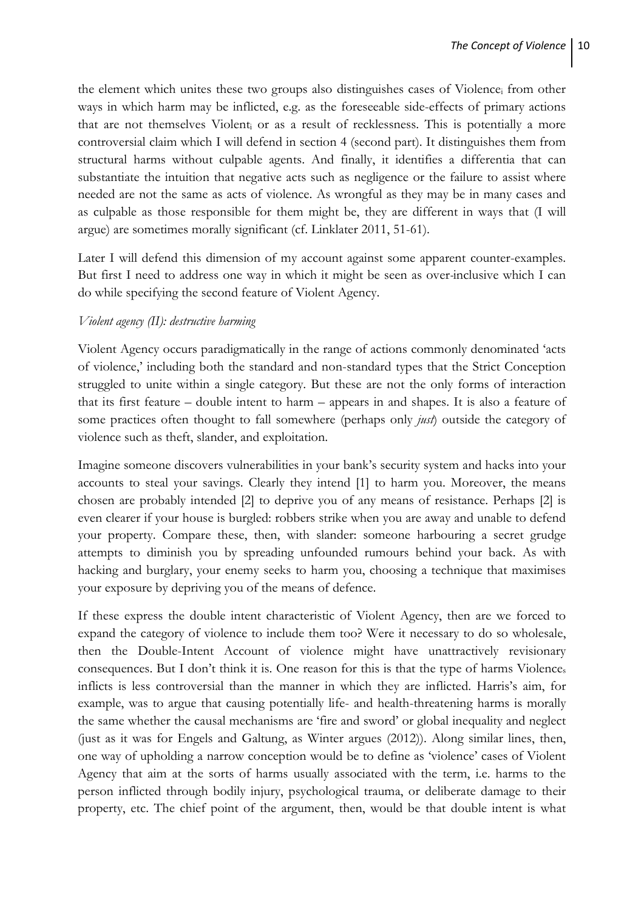the element which unites these two groups also distinguishes cases of Violence$_i$ from other ways in which harm may be inflicted, e.g. as the foreseeable side-effects of primary actions that are not themselves Violent$_i$ or as a result of recklessness. This is potentially a more controversial claim which I will defend in section 4 (second part). It distinguishes them from structural harms without culpable agents. And finally, it identifies a differentia that can substantiate the intuition that negative acts such as negligence or the failure to assist where needed are not the same as acts of violence. As wrongful as they may be in many cases and as culpable as those responsible for them might be, they are different in ways that (I will argue) are sometimes morally significant (cf. Linklater 2011, 51-61).

Later I will defend this dimension of my account against some apparent counter-examples. But first I need to address one way in which it might be seen as over-inclusive which I can do while specifying the second feature of Violent Agency.

*Violent agency (II): destructive harming*

Violent Agency occurs paradigmatically in the range of actions commonly denominated 'acts of violence,' including both the standard and non-standard types that the Strict Conception struggled to unite within a single category. But these are not the only forms of interaction that its first feature – double intent to harm – appears in and shapes. It is also a feature of some practices often thought to fall somewhere (perhaps only *just*) outside the category of violence such as theft, slander, and exploitation.

Imagine someone discovers vulnerabilities in your bank's security system and hacks into your accounts to steal your savings. Clearly they intend [1] to harm you. Moreover, the means chosen are probably intended [2] to deprive you of any means of resistance. Perhaps [2] is even clearer if your house is burgled: robbers strike when you are away and unable to defend your property. Compare these, then, with slander: someone harbouring a secret grudge attempts to diminish you by spreading unfounded rumours behind your back. As with hacking and burglary, your enemy seeks to harm you, choosing a technique that maximises your exposure by depriving you of the means of defence.

If these express the double intent characteristic of Violent Agency, then are we forced to expand the category of violence to include them too? Were it necessary to do so wholesale, then the Double-Intent Account of violence might have unattractively revisionary consequences. But I don't think it is. One reason for this is that the type of harms Violence$_s$ inflicts is less controversial than the manner in which they are inflicted. Harris's aim, for example, was to argue that causing potentially life- and health-threatening harms is morally the same whether the causal mechanisms are 'fire and sword' or global inequality and neglect (just as it was for Engels and Galtung, as Winter argues (2012)). Along similar lines, then, one way of upholding a narrow conception would be to define as 'violence' cases of Violent Agency that aim at the sorts of harms usually associated with the term, i.e. harms to the person inflicted through bodily injury, psychological trauma, or deliberate damage to their property, etc. The chief point of the argument, then, would be that double intent is what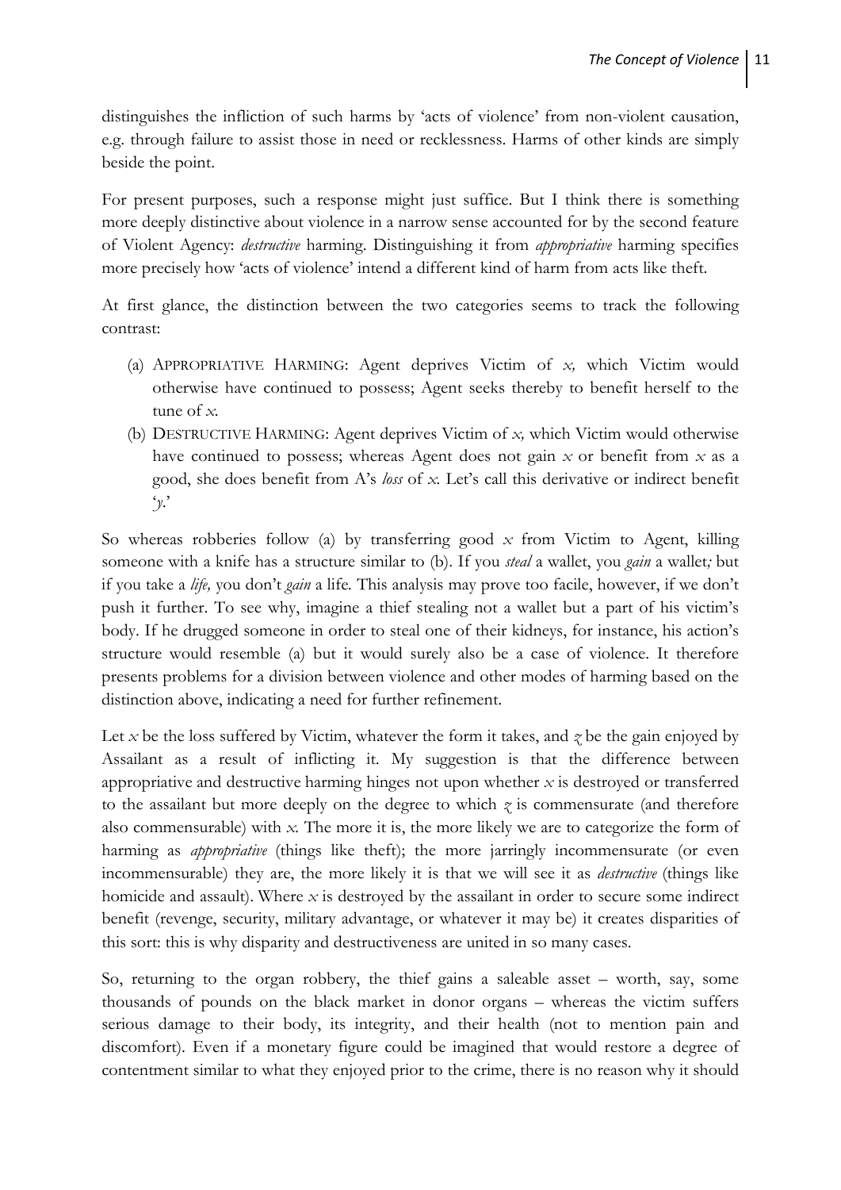distinguishes the infliction of such harms by 'acts of violence' from non-violent causation, e.g. through failure to assist those in need or recklessness. Harms of other kinds are simply beside the point.

For present purposes, such a response might just suffice. But I think there is something more deeply distinctive about violence in a narrow sense accounted for by the second feature of Violent Agency: *destructive* harming. Distinguishing it from *appropriative* harming specifies more precisely how 'acts of violence' intend a different kind of harm from acts like theft.

At first glance, the distinction between the two categories seems to track the following contrast:

(a) APPROPRIATIVE HARMING: Agent deprives Victim of *x,* which Victim would otherwise have continued to possess; Agent seeks thereby to benefit herself to the tune of *x.*

(b) DESTRUCTIVE HARMING: Agent deprives Victim of *x,* which Victim would otherwise have continued to possess; whereas Agent does not gain *x* or benefit from *x* as a good, she does benefit from A's *loss* of *x.* Let's call this derivative or indirect benefit '*y*.'

So whereas robberies follow (a) by transferring good *x* from Victim to Agent, killing someone with a knife has a structure similar to (b). If you *steal* a wallet, you *gain* a wallet*;* but if you take a *life,* you don't *gain* a life. This analysis may prove too facile, however, if we don't push it further. To see why, imagine a thief stealing not a wallet but a part of his victim's body. If he drugged someone in order to steal one of their kidneys, for instance, his action's structure would resemble (a) but it would surely also be a case of violence. It therefore presents problems for a division between violence and other modes of harming based on the distinction above, indicating a need for further refinement.

Let *x* be the loss suffered by Victim, whatever the form it takes, and *z* be the gain enjoyed by Assailant as a result of inflicting it. My suggestion is that the difference between appropriative and destructive harming hinges not upon whether *x* is destroyed or transferred to the assailant but more deeply on the degree to which *z* is commensurate (and therefore also commensurable) with *x.* The more it is, the more likely we are to categorize the form of harming as *appropriative* (things like theft); the more jarringly incommensurate (or even incommensurable) they are, the more likely it is that we will see it as *destructive* (things like homicide and assault). Where *x* is destroyed by the assailant in order to secure some indirect benefit (revenge, security, military advantage, or whatever it may be) it creates disparities of this sort: this is why disparity and destructiveness are united in so many cases.

So, returning to the organ robbery, the thief gains a saleable asset – worth, say, some thousands of pounds on the black market in donor organs – whereas the victim suffers serious damage to their body, its integrity, and their health (not to mention pain and discomfort). Even if a monetary figure could be imagined that would restore a degree of contentment similar to what they enjoyed prior to the crime, there is no reason why it should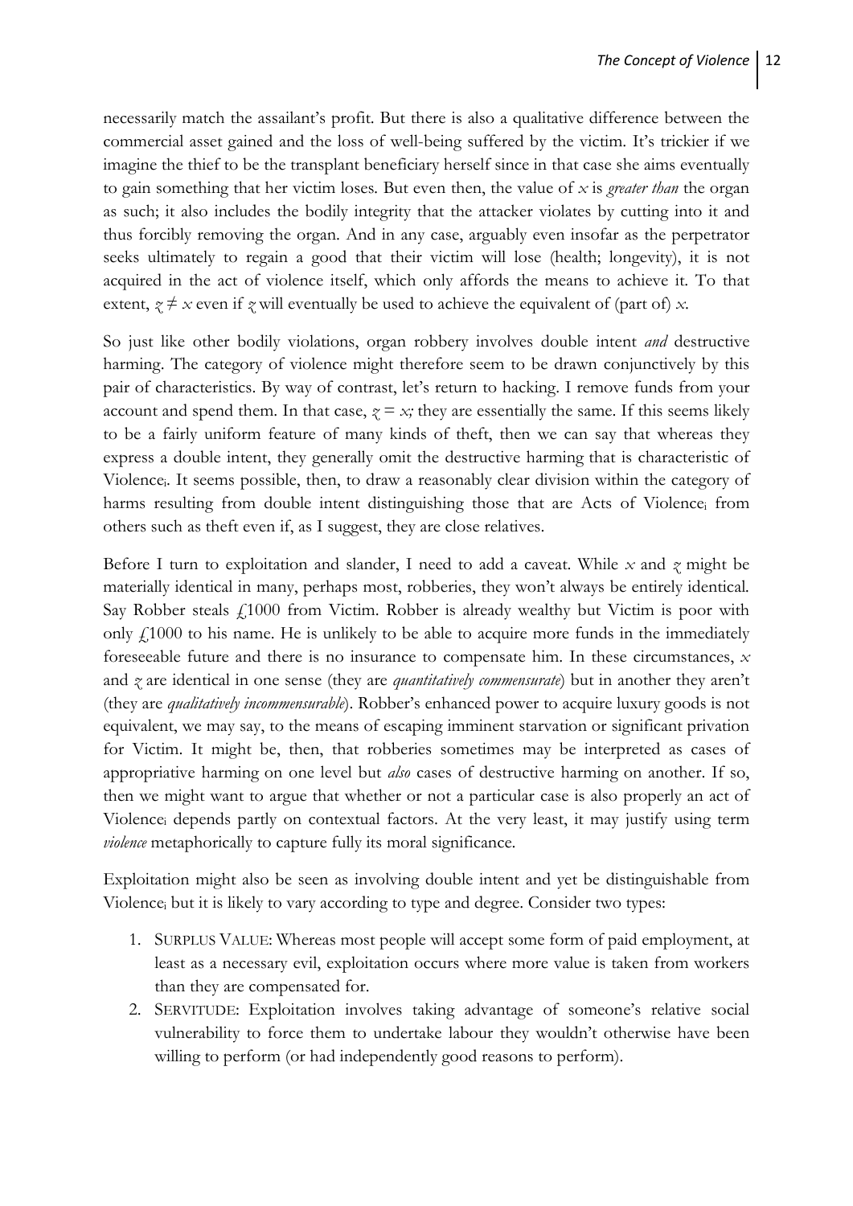necessarily match the assailant's profit. But there is also a qualitative difference between the commercial asset gained and the loss of well-being suffered by the victim. It's trickier if we imagine the thief to be the transplant beneficiary herself since in that case she aims eventually to gain something that her victim loses. But even then, the value of $x$ is *greater than* the organ as such; it also includes the bodily integrity that the attacker violates by cutting into it and thus forcibly removing the organ. And in any case, arguably even insofar as the perpetrator seeks ultimately to regain a good that their victim will lose (health; longevity), it is not acquired in the act of violence itself, which only affords the means to achieve it. To that extent, $z \neq x$ even if $z$ will eventually be used to achieve the equivalent of (part of) $x$.

So just like other bodily violations, organ robbery involves double intent *and* destructive harming. The category of violence might therefore seem to be drawn conjunctively by this pair of characteristics. By way of contrast, let's return to hacking. I remove funds from your account and spend them. In that case, $z = x$; they are essentially the same. If this seems likely to be a fairly uniform feature of many kinds of theft, then we can say that whereas they express a double intent, they generally omit the destructive harming that is characteristic of Violence$_i$. It seems possible, then, to draw a reasonably clear division within the category of harms resulting from double intent distinguishing those that are Acts of Violence$_i$ from others such as theft even if, as I suggest, they are close relatives.

Before I turn to exploitation and slander, I need to add a caveat. While $x$ and $z$ might be materially identical in many, perhaps most, robberies, they won't always be entirely identical. Say Robber steals £1000 from Victim. Robber is already wealthy but Victim is poor with only £1000 to his name. He is unlikely to be able to acquire more funds in the immediately foreseeable future and there is no insurance to compensate him. In these circumstances, $x$ and $z$ are identical in one sense (they are *quantitatively commensurate*) but in another they aren't (they are *qualitatively incommensurable*). Robber's enhanced power to acquire luxury goods is not equivalent, we may say, to the means of escaping imminent starvation or significant privation for Victim. It might be, then, that robberies sometimes may be interpreted as cases of appropriative harming on one level but *also* cases of destructive harming on another. If so, then we might want to argue that whether or not a particular case is also properly an act of Violence$_i$ depends partly on contextual factors. At the very least, it may justify using term *violence* metaphorically to capture fully its moral significance.

Exploitation might also be seen as involving double intent and yet be distinguishable from Violence$_i$ but it is likely to vary according to type and degree. Consider two types:

1. SURPLUS VALUE: Whereas most people will accept some form of paid employment, at least as a necessary evil, exploitation occurs where more value is taken from workers than they are compensated for.
2. SERVITUDE: Exploitation involves taking advantage of someone's relative social vulnerability to force them to undertake labour they wouldn't otherwise have been willing to perform (or had independently good reasons to perform).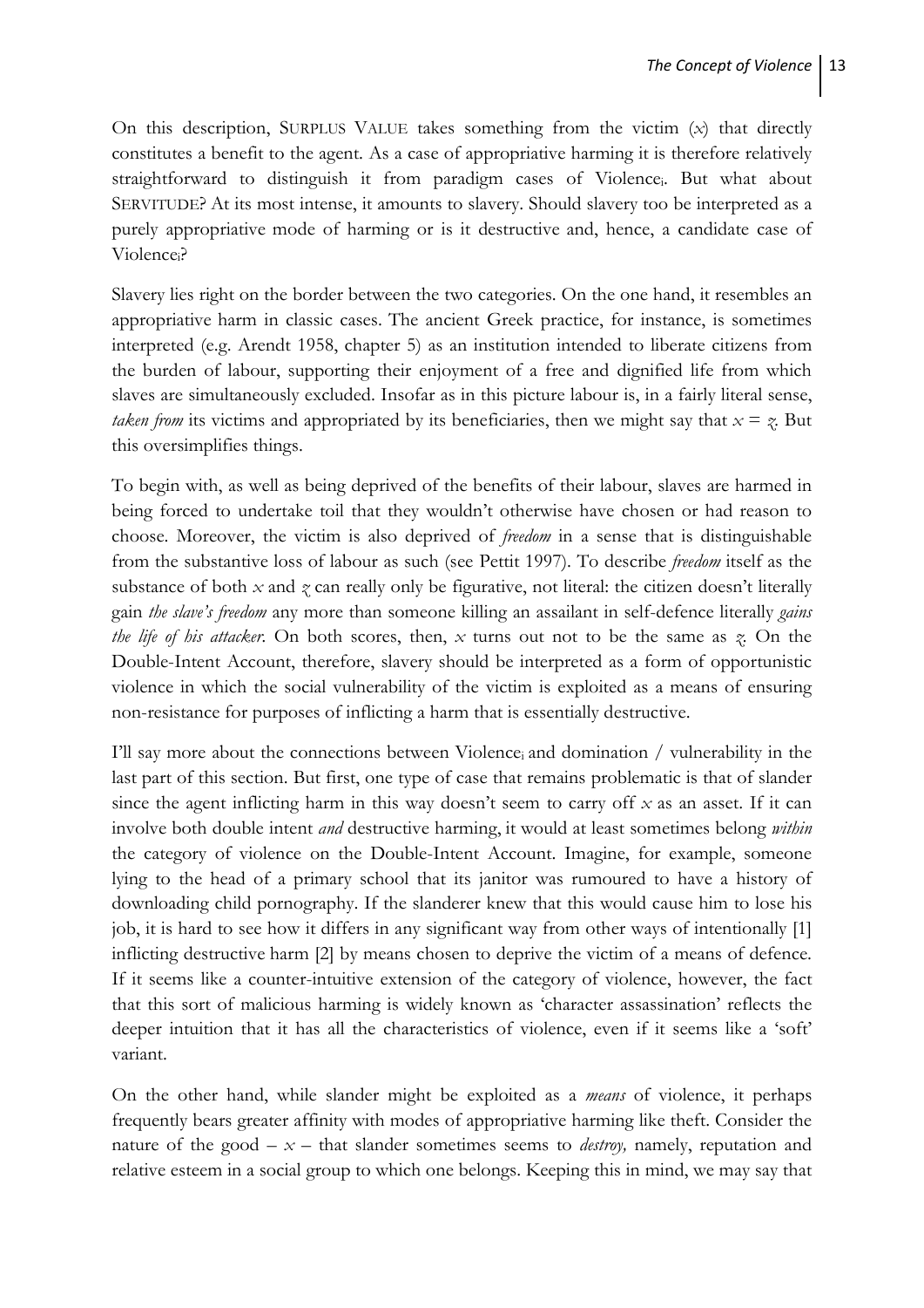On this description, SURPLUS VALUE takes something from the victim (*x*) that directly constitutes a benefit to the agent. As a case of appropriative harming it is therefore relatively straightforward to distinguish it from paradigm cases of Violence$_i$. But what about SERVITUDE? At its most intense, it amounts to slavery. Should slavery too be interpreted as a purely appropriative mode of harming or is it destructive and, hence, a candidate case of Violence$_i$?

Slavery lies right on the border between the two categories. On the one hand, it resembles an appropriative harm in classic cases. The ancient Greek practice, for instance, is sometimes interpreted (e.g. Arendt 1958, chapter 5) as an institution intended to liberate citizens from the burden of labour, supporting their enjoyment of a free and dignified life from which slaves are simultaneously excluded. Insofar as in this picture labour is, in a fairly literal sense, *taken from* its victims and appropriated by its beneficiaries, then we might say that $x = z$. But this oversimplifies things.

To begin with, as well as being deprived of the benefits of their labour, slaves are harmed in being forced to undertake toil that they wouldn't otherwise have chosen or had reason to choose. Moreover, the victim is also deprived of *freedom* in a sense that is distinguishable from the substantive loss of labour as such (see Pettit 1997). To describe *freedom* itself as the substance of both *x* and *z* can really only be figurative, not literal: the citizen doesn't literally gain *the slave's freedom* any more than someone killing an assailant in self-defence literally *gains the life of his attacker*. On both scores, then, *x* turns out not to be the same as *z*. On the Double-Intent Account, therefore, slavery should be interpreted as a form of opportunistic violence in which the social vulnerability of the victim is exploited as a means of ensuring non-resistance for purposes of inflicting a harm that is essentially destructive.

I'll say more about the connections between Violence$_i$ and domination / vulnerability in the last part of this section. But first, one type of case that remains problematic is that of slander since the agent inflicting harm in this way doesn't seem to carry off *x* as an asset. If it can involve both double intent *and* destructive harming, it would at least sometimes belong *within* the category of violence on the Double-Intent Account. Imagine, for example, someone lying to the head of a primary school that its janitor was rumoured to have a history of downloading child pornography. If the slanderer knew that this would cause him to lose his job, it is hard to see how it differs in any significant way from other ways of intentionally [1] inflicting destructive harm [2] by means chosen to deprive the victim of a means of defence. If it seems like a counter-intuitive extension of the category of violence, however, the fact that this sort of malicious harming is widely known as 'character assassination' reflects the deeper intuition that it has all the characteristics of violence, even if it seems like a 'soft' variant.

On the other hand, while slander might be exploited as a *means* of violence, it perhaps frequently bears greater affinity with modes of appropriative harming like theft. Consider the nature of the good – *x* – that slander sometimes seems to *destroy,* namely, reputation and relative esteem in a social group to which one belongs. Keeping this in mind, we may say that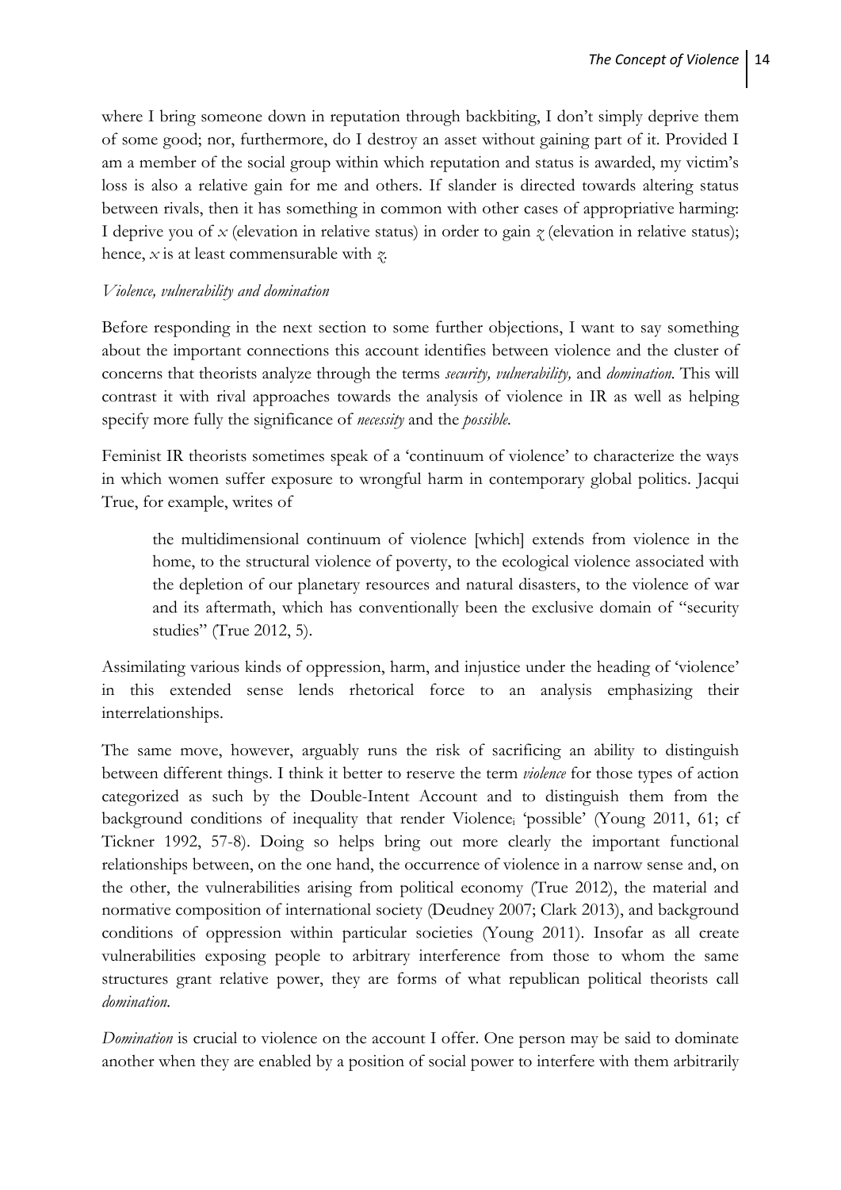where I bring someone down in reputation through backbiting, I don't simply deprive them of some good; nor, furthermore, do I destroy an asset without gaining part of it. Provided I am a member of the social group within which reputation and status is awarded, my victim's loss is also a relative gain for me and others. If slander is directed towards altering status between rivals, then it has something in common with other cases of appropriative harming: I deprive you of *x* (elevation in relative status) in order to gain *z* (elevation in relative status); hence, *x* is at least commensurable with *z*.

*Violence, vulnerability and domination*

Before responding in the next section to some further objections, I want to say something about the important connections this account identifies between violence and the cluster of concerns that theorists analyze through the terms *security, vulnerability,* and *domination*. This will contrast it with rival approaches towards the analysis of violence in IR as well as helping specify more fully the significance of *necessity* and the *possible*.

Feminist IR theorists sometimes speak of a 'continuum of violence' to characterize the ways in which women suffer exposure to wrongful harm in contemporary global politics. Jacqui True, for example, writes of

> the multidimensional continuum of violence [which] extends from violence in the home, to the structural violence of poverty, to the ecological violence associated with the depletion of our planetary resources and natural disasters, to the violence of war and its aftermath, which has conventionally been the exclusive domain of "security studies" (True 2012, 5).

Assimilating various kinds of oppression, harm, and injustice under the heading of 'violence' in this extended sense lends rhetorical force to an analysis emphasizing their interrelationships.

The same move, however, arguably runs the risk of sacrificing an ability to distinguish between different things. I think it better to reserve the term *violence* for those types of action categorized as such by the Double-Intent Account and to distinguish them from the background conditions of inequality that render $\text{Violence}_i$ 'possible' (Young 2011, 61; cf Tickner 1992, 57-8). Doing so helps bring out more clearly the important functional relationships between, on the one hand, the occurrence of violence in a narrow sense and, on the other, the vulnerabilities arising from political economy (True 2012), the material and normative composition of international society (Deudney 2007; Clark 2013), and background conditions of oppression within particular societies (Young 2011). Insofar as all create vulnerabilities exposing people to arbitrary interference from those to whom the same structures grant relative power, they are forms of what republican political theorists call *domination*.

*Domination* is crucial to violence on the account I offer. One person may be said to dominate another when they are enabled by a position of social power to interfere with them arbitrarily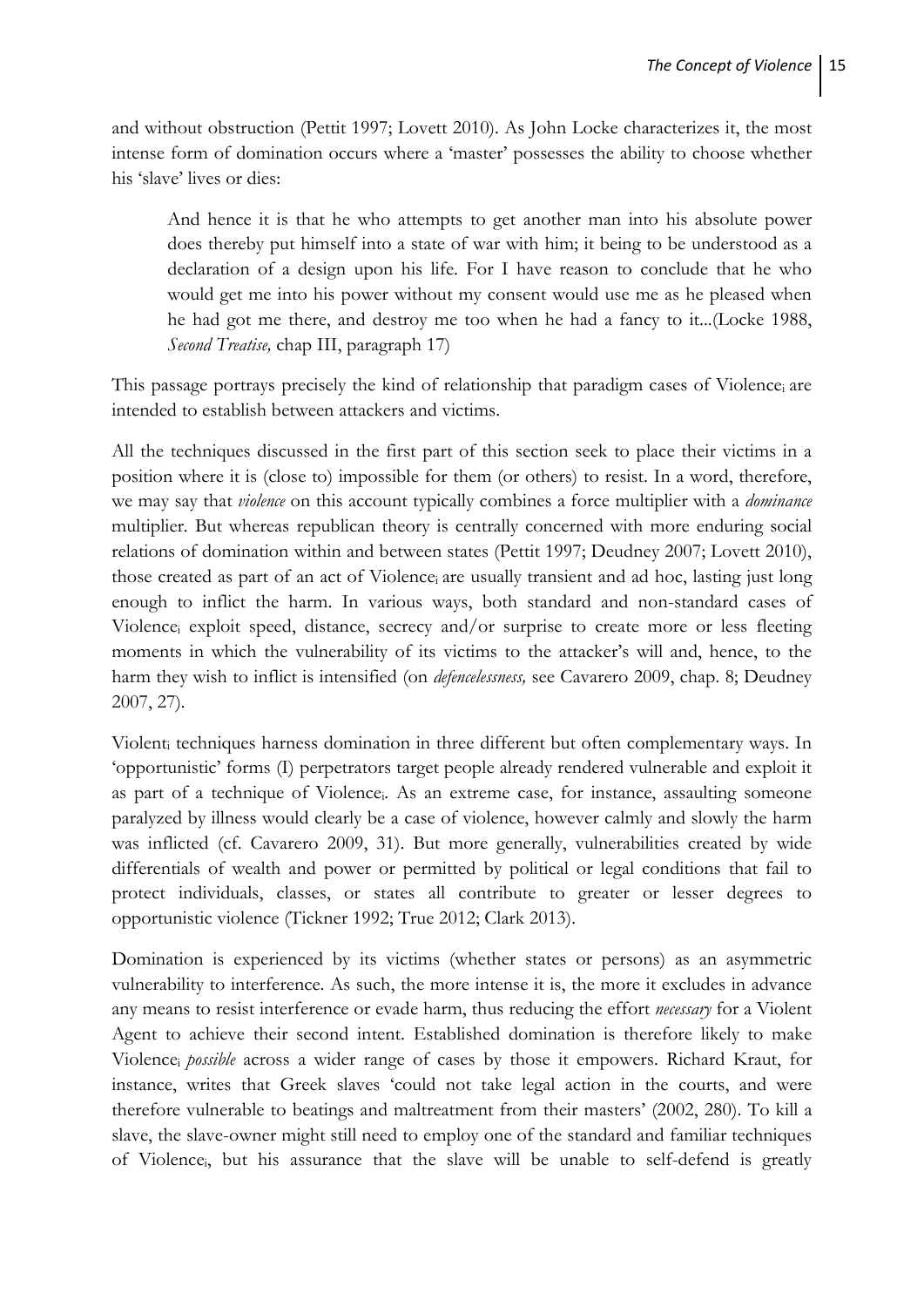and without obstruction (Pettit 1997; Lovett 2010). As John Locke characterizes it, the most intense form of domination occurs where a 'master' possesses the ability to choose whether his 'slave' lives or dies:

> And hence it is that he who attempts to get another man into his absolute power does thereby put himself into a state of war with him; it being to be understood as a declaration of a design upon his life. For I have reason to conclude that he who would get me into his power without my consent would use me as he pleased when he had got me there, and destroy me too when he had a fancy to it...(Locke 1988, *Second Treatise,* chap III, paragraph 17)

This passage portrays precisely the kind of relationship that paradigm cases of Violence$_i$ are intended to establish between attackers and victims.

All the techniques discussed in the first part of this section seek to place their victims in a position where it is (close to) impossible for them (or others) to resist. In a word, therefore, we may say that *violence* on this account typically combines a force multiplier with a *dominance* multiplier. But whereas republican theory is centrally concerned with more enduring social relations of domination within and between states (Pettit 1997; Deudney 2007; Lovett 2010), those created as part of an act of Violence$_i$ are usually transient and ad hoc, lasting just long enough to inflict the harm. In various ways, both standard and non-standard cases of Violence$_i$ exploit speed, distance, secrecy and/or surprise to create more or less fleeting moments in which the vulnerability of its victims to the attacker's will and, hence, to the harm they wish to inflict is intensified (on *defencelessness,* see Cavarero 2009, chap. 8; Deudney 2007, 27).

Violent$_i$ techniques harness domination in three different but often complementary ways. In 'opportunistic' forms (I) perpetrators target people already rendered vulnerable and exploit it as part of a technique of Violence$_i$. As an extreme case, for instance, assaulting someone paralyzed by illness would clearly be a case of violence, however calmly and slowly the harm was inflicted (cf. Cavarero 2009, 31). But more generally, vulnerabilities created by wide differentials of wealth and power or permitted by political or legal conditions that fail to protect individuals, classes, or states all contribute to greater or lesser degrees to opportunistic violence (Tickner 1992; True 2012; Clark 2013).

Domination is experienced by its victims (whether states or persons) as an asymmetric vulnerability to interference. As such, the more intense it is, the more it excludes in advance any means to resist interference or evade harm, thus reducing the effort *necessary* for a Violent Agent to achieve their second intent. Established domination is therefore likely to make Violence$_i$ *possible* across a wider range of cases by those it empowers. Richard Kraut, for instance, writes that Greek slaves 'could not take legal action in the courts, and were therefore vulnerable to beatings and maltreatment from their masters' (2002, 280). To kill a slave, the slave-owner might still need to employ one of the standard and familiar techniques of Violence$_i$, but his assurance that the slave will be unable to self-defend is greatly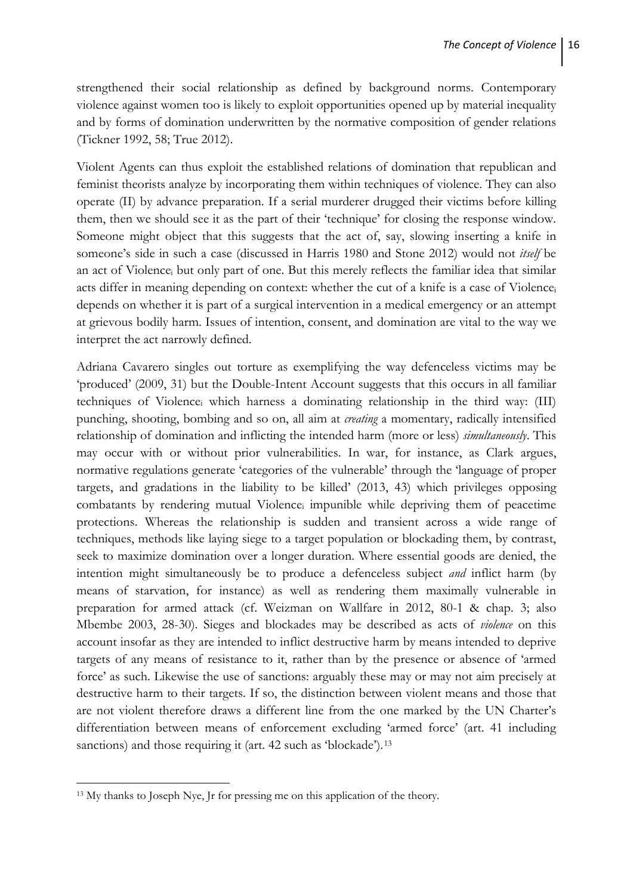strengthened their social relationship as defined by background norms. Contemporary violence against women too is likely to exploit opportunities opened up by material inequality and by forms of domination underwritten by the normative composition of gender relations (Tickner 1992, 58; True 2012).

Violent Agents can thus exploit the established relations of domination that republican and feminist theorists analyze by incorporating them within techniques of violence. They can also operate (II) by advance preparation. If a serial murderer drugged their victims before killing them, then we should see it as the part of their 'technique' for closing the response window. Someone might object that this suggests that the act of, say, slowing inserting a knife in someone's side in such a case (discussed in Harris 1980 and Stone 2012) would not *itself* be an act of Violence$_i$ but only part of one. But this merely reflects the familiar idea that similar acts differ in meaning depending on context: whether the cut of a knife is a case of Violence$_i$ depends on whether it is part of a surgical intervention in a medical emergency or an attempt at grievous bodily harm. Issues of intention, consent, and domination are vital to the way we interpret the act narrowly defined.

Adriana Cavarero singles out torture as exemplifying the way defenceless victims may be 'produced' (2009, 31) but the Double-Intent Account suggests that this occurs in all familiar techniques of Violence$_i$ which harness a dominating relationship in the third way: (III) punching, shooting, bombing and so on, all aim at *creating* a momentary, radically intensified relationship of domination and inflicting the intended harm (more or less) *simultaneously*. This may occur with or without prior vulnerabilities. In war, for instance, as Clark argues, normative regulations generate 'categories of the vulnerable' through the 'language of proper targets, and gradations in the liability to be killed' (2013, 43) which privileges opposing combatants by rendering mutual Violence$_i$ impunible while depriving them of peacetime protections. Whereas the relationship is sudden and transient across a wide range of techniques, methods like laying siege to a target population or blockading them, by contrast, seek to maximize domination over a longer duration. Where essential goods are denied, the intention might simultaneously be to produce a defenceless subject *and* inflict harm (by means of starvation, for instance) as well as rendering them maximally vulnerable in preparation for armed attack (cf. Weizman on Wallfare in 2012, 80-1 & chap. 3; also Mbembe 2003, 28-30). Sieges and blockades may be described as acts of *violence* on this account insofar as they are intended to inflict destructive harm by means intended to deprive targets of any means of resistance to it, rather than by the presence or absence of 'armed force' as such. Likewise the use of sanctions: arguably these may or may not aim precisely at destructive harm to their targets. If so, the distinction between violent means and those that are not violent therefore draws a different line from the one marked by the UN Charter's differentiation between means of enforcement excluding 'armed force' (art. 41 including sanctions) and those requiring it (art. 42 such as 'blockade').[13]

---

[13] My thanks to Joseph Nye, Jr for pressing me on this application of the theory.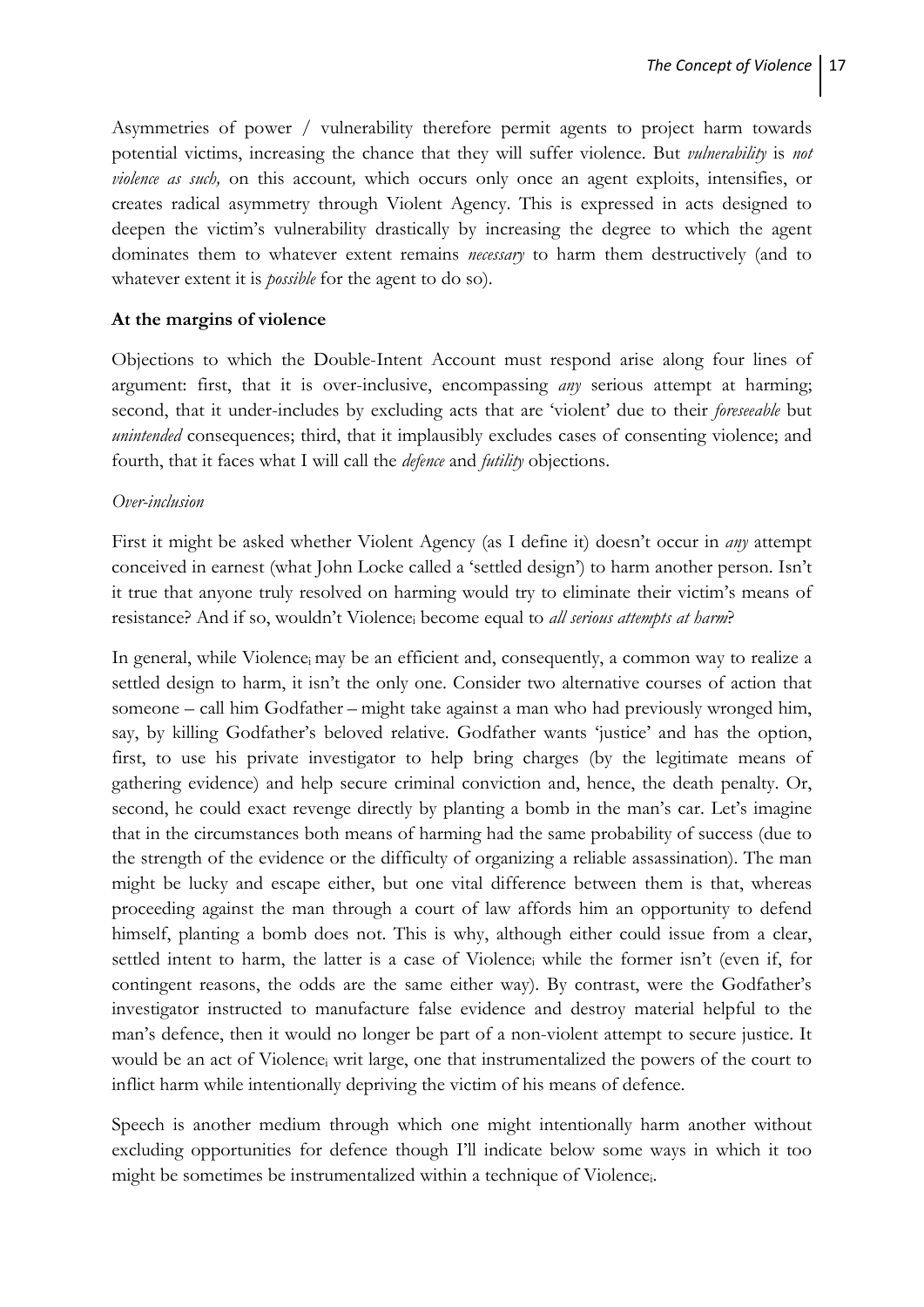Asymmetries of power / vulnerability therefore permit agents to project harm towards potential victims, increasing the chance that they will suffer violence. But *vulnerability* is *not violence as such,* on this account*,* which occurs only once an agent exploits, intensifies, or creates radical asymmetry through Violent Agency. This is expressed in acts designed to deepen the victim's vulnerability drastically by increasing the degree to which the agent dominates them to whatever extent remains *necessary* to harm them destructively (and to whatever extent it is *possible* for the agent to do so).

**At the margins of violence**

Objections to which the Double-Intent Account must respond arise along four lines of argument: first, that it is over-inclusive, encompassing *any* serious attempt at harming; second, that it under-includes by excluding acts that are 'violent' due to their *foreseeable* but *unintended* consequences; third, that it implausibly excludes cases of consenting violence; and fourth, that it faces what I will call the *defence* and *futility* objections.

*Over-inclusion*

First it might be asked whether Violent Agency (as I define it) doesn't occur in *any* attempt conceived in earnest (what John Locke called a 'settled design') to harm another person. Isn't it true that anyone truly resolved on harming would try to eliminate their victim's means of resistance? And if so, wouldn't $\text{Violence}_i$ become equal to *all serious attempts at harm*?

In general, while $\text{Violence}_i$ may be an efficient and, consequently, a common way to realize a settled design to harm, it isn't the only one. Consider two alternative courses of action that someone – call him Godfather – might take against a man who had previously wronged him, say, by killing Godfather's beloved relative. Godfather wants 'justice' and has the option, first, to use his private investigator to help bring charges (by the legitimate means of gathering evidence) and help secure criminal conviction and, hence, the death penalty. Or, second, he could exact revenge directly by planting a bomb in the man's car. Let's imagine that in the circumstances both means of harming had the same probability of success (due to the strength of the evidence or the difficulty of organizing a reliable assassination). The man might be lucky and escape either, but one vital difference between them is that, whereas proceeding against the man through a court of law affords him an opportunity to defend himself, planting a bomb does not. This is why, although either could issue from a clear, settled intent to harm, the latter is a case of $\text{Violence}_i$ while the former isn't (even if, for contingent reasons, the odds are the same either way). By contrast, were the Godfather's investigator instructed to manufacture false evidence and destroy material helpful to the man's defence, then it would no longer be part of a non-violent attempt to secure justice. It would be an act of $\text{Violence}_i$ writ large, one that instrumentalized the powers of the court to inflict harm while intentionally depriving the victim of his means of defence.

Speech is another medium through which one might intentionally harm another without excluding opportunities for defence though I'll indicate below some ways in which it too might be sometimes be instrumentalized within a technique of $\text{Violence}_i$.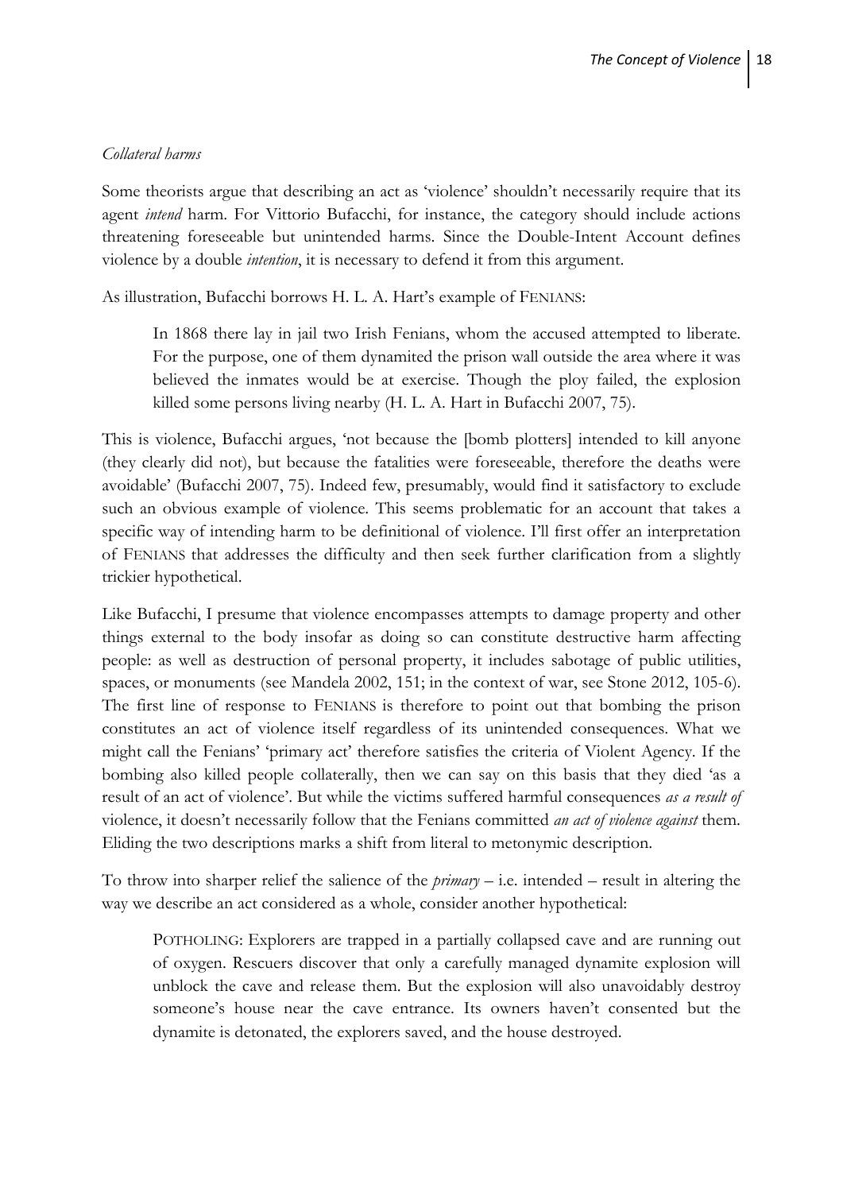*Collateral harms*

Some theorists argue that describing an act as 'violence' shouldn't necessarily require that its agent *intend* harm. For Vittorio Bufacchi, for instance, the category should include actions threatening foreseeable but unintended harms. Since the Double-Intent Account defines violence by a double *intention*, it is necessary to defend it from this argument.

As illustration, Bufacchi borrows H. L. A. Hart's example of FENIANS:

> In 1868 there lay in jail two Irish Fenians, whom the accused attempted to liberate. For the purpose, one of them dynamited the prison wall outside the area where it was believed the inmates would be at exercise. Though the ploy failed, the explosion killed some persons living nearby (H. L. A. Hart in Bufacchi 2007, 75).

This is violence, Bufacchi argues, 'not because the [bomb plotters] intended to kill anyone (they clearly did not), but because the fatalities were foreseeable, therefore the deaths were avoidable' (Bufacchi 2007, 75). Indeed few, presumably, would find it satisfactory to exclude such an obvious example of violence. This seems problematic for an account that takes a specific way of intending harm to be definitional of violence. I'll first offer an interpretation of FENIANS that addresses the difficulty and then seek further clarification from a slightly trickier hypothetical.

Like Bufacchi, I presume that violence encompasses attempts to damage property and other things external to the body insofar as doing so can constitute destructive harm affecting people: as well as destruction of personal property, it includes sabotage of public utilities, spaces, or monuments (see Mandela 2002, 151; in the context of war, see Stone 2012, 105-6). The first line of response to FENIANS is therefore to point out that bombing the prison constitutes an act of violence itself regardless of its unintended consequences. What we might call the Fenians' 'primary act' therefore satisfies the criteria of Violent Agency. If the bombing also killed people collaterally, then we can say on this basis that they died 'as a result of an act of violence'. But while the victims suffered harmful consequences *as a result of* violence, it doesn't necessarily follow that the Fenians committed *an act of violence against* them. Eliding the two descriptions marks a shift from literal to metonymic description.

To throw into sharper relief the salience of the *primary* – i.e. intended – result in altering the way we describe an act considered as a whole, consider another hypothetical:

> POTHOLING: Explorers are trapped in a partially collapsed cave and are running out of oxygen. Rescuers discover that only a carefully managed dynamite explosion will unblock the cave and release them. But the explosion will also unavoidably destroy someone's house near the cave entrance. Its owners haven't consented but the dynamite is detonated, the explorers saved, and the house destroyed.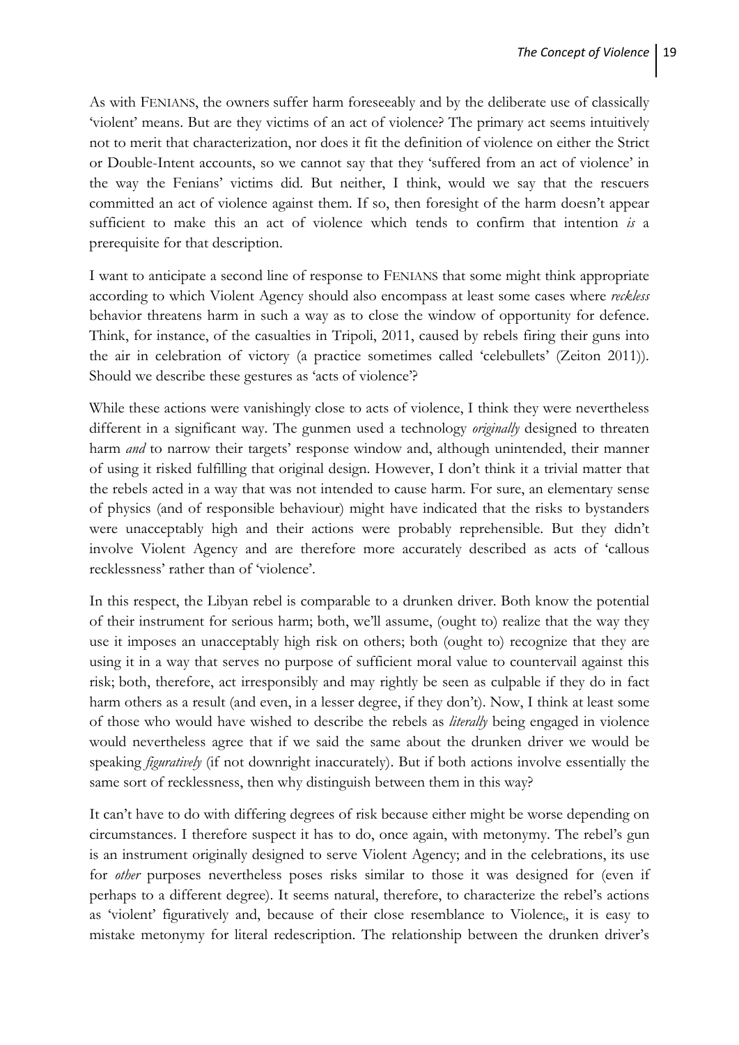As with FENIANS, the owners suffer harm foreseeably and by the deliberate use of classically 'violent' means. But are they victims of an act of violence? The primary act seems intuitively not to merit that characterization, nor does it fit the definition of violence on either the Strict or Double-Intent accounts, so we cannot say that they 'suffered from an act of violence' in the way the Fenians' victims did. But neither, I think, would we say that the rescuers committed an act of violence against them. If so, then foresight of the harm doesn't appear sufficient to make this an act of violence which tends to confirm that intention *is* a prerequisite for that description.

I want to anticipate a second line of response to FENIANS that some might think appropriate according to which Violent Agency should also encompass at least some cases where *reckless* behavior threatens harm in such a way as to close the window of opportunity for defence. Think, for instance, of the casualties in Tripoli, 2011, caused by rebels firing their guns into the air in celebration of victory (a practice sometimes called 'celebullets' (Zeiton 2011)). Should we describe these gestures as 'acts of violence'?

While these actions were vanishingly close to acts of violence, I think they were nevertheless different in a significant way. The gunmen used a technology *originally* designed to threaten harm *and* to narrow their targets' response window and, although unintended, their manner of using it risked fulfilling that original design. However, I don't think it a trivial matter that the rebels acted in a way that was not intended to cause harm. For sure, an elementary sense of physics (and of responsible behaviour) might have indicated that the risks to bystanders were unacceptably high and their actions were probably reprehensible. But they didn't involve Violent Agency and are therefore more accurately described as acts of 'callous recklessness' rather than of 'violence'.

In this respect, the Libyan rebel is comparable to a drunken driver. Both know the potential of their instrument for serious harm; both, we'll assume, (ought to) realize that the way they use it imposes an unacceptably high risk on others; both (ought to) recognize that they are using it in a way that serves no purpose of sufficient moral value to countervail against this risk; both, therefore, act irresponsibly and may rightly be seen as culpable if they do in fact harm others as a result (and even, in a lesser degree, if they don't). Now, I think at least some of those who would have wished to describe the rebels as *literally* being engaged in violence would nevertheless agree that if we said the same about the drunken driver we would be speaking *figuratively* (if not downright inaccurately). But if both actions involve essentially the same sort of recklessness, then why distinguish between them in this way?

It can't have to do with differing degrees of risk because either might be worse depending on circumstances. I therefore suspect it has to do, once again, with metonymy. The rebel's gun is an instrument originally designed to serve Violent Agency; and in the celebrations, its use for *other* purposes nevertheless poses risks similar to those it was designed for (even if perhaps to a different degree). It seems natural, therefore, to characterize the rebel's actions as 'violent' figuratively and, because of their close resemblance to Violence$_i$, it is easy to mistake metonymy for literal redescription. The relationship between the drunken driver's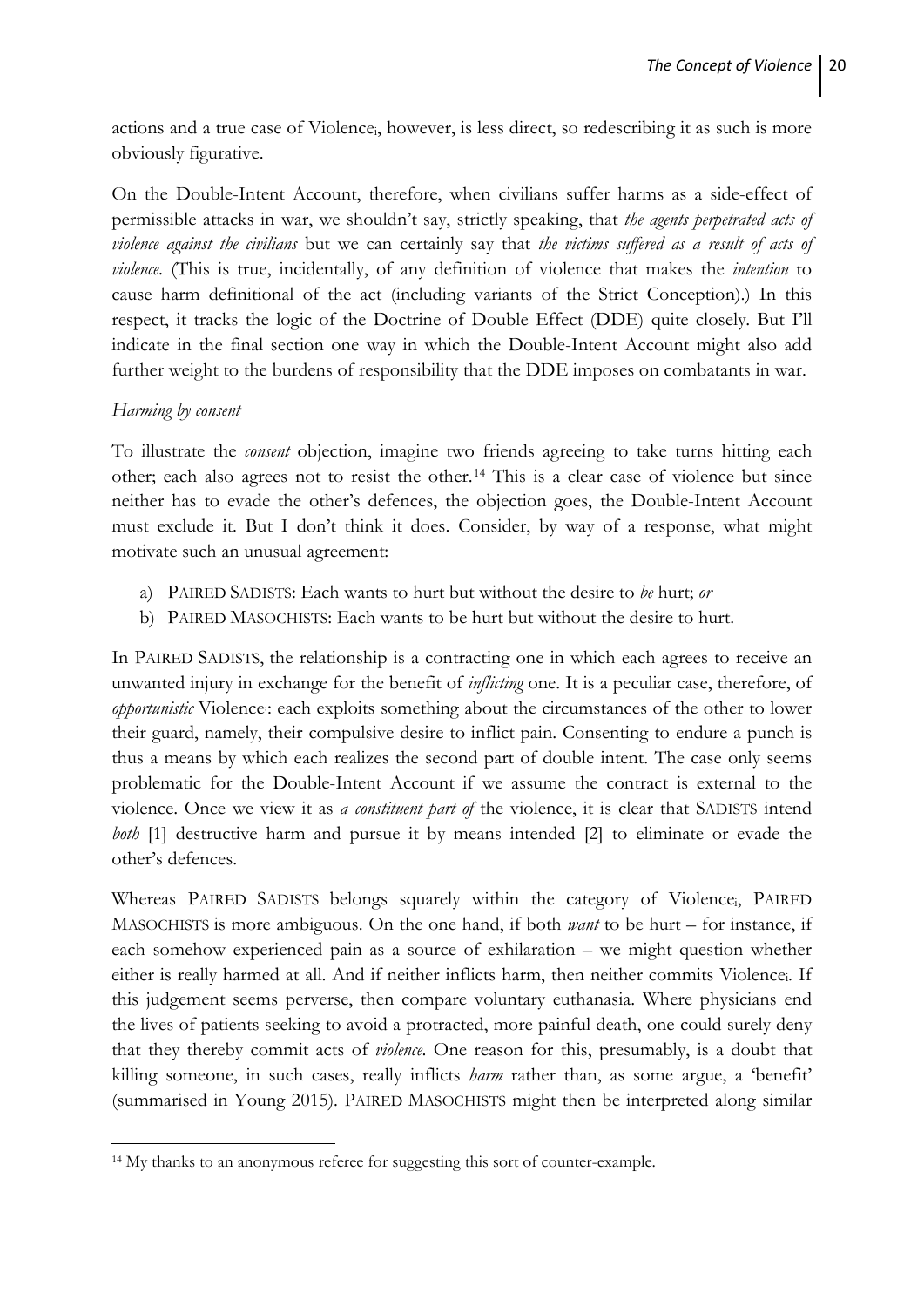actions and a true case of Violence$_i$, however, is less direct, so redescribing it as such is more obviously figurative.

On the Double-Intent Account, therefore, when civilians suffer harms as a side-effect of permissible attacks in war, we shouldn't say, strictly speaking, that *the agents perpetrated acts of violence against the civilians* but we can certainly say that *the victims suffered as a result of acts of violence*. (This is true, incidentally, of any definition of violence that makes the *intention* to cause harm definitional of the act (including variants of the Strict Conception).) In this respect, it tracks the logic of the Doctrine of Double Effect (DDE) quite closely. But I'll indicate in the final section one way in which the Double-Intent Account might also add further weight to the burdens of responsibility that the DDE imposes on combatants in war.

*Harming by consent*

To illustrate the *consent* objection, imagine two friends agreeing to take turns hitting each other; each also agrees not to resist the other.[14] This is a clear case of violence but since neither has to evade the other's defences, the objection goes, the Double-Intent Account must exclude it. But I don't think it does. Consider, by way of a response, what might motivate such an unusual agreement:

a) PAIRED SADISTS: Each wants to hurt but without the desire to *be* hurt; *or*
b) PAIRED MASOCHISTS: Each wants to be hurt but without the desire to hurt.

In PAIRED SADISTS, the relationship is a contracting one in which each agrees to receive an unwanted injury in exchange for the benefit of *inflicting* one. It is a peculiar case, therefore, of *opportunistic* Violence$_i$: each exploits something about the circumstances of the other to lower their guard, namely, their compulsive desire to inflict pain. Consenting to endure a punch is thus a means by which each realizes the second part of double intent. The case only seems problematic for the Double-Intent Account if we assume the contract is external to the violence. Once we view it as *a constituent part of* the violence, it is clear that SADISTS intend *both* [1] destructive harm and pursue it by means intended [2] to eliminate or evade the other's defences.

Whereas PAIRED SADISTS belongs squarely within the category of Violence$_i$, PAIRED MASOCHISTS is more ambiguous. On the one hand, if both *want* to be hurt – for instance, if each somehow experienced pain as a source of exhilaration – we might question whether either is really harmed at all. And if neither inflicts harm, then neither commits Violence$_i$. If this judgement seems perverse, then compare voluntary euthanasia. Where physicians end the lives of patients seeking to avoid a protracted, more painful death, one could surely deny that they thereby commit acts of *violence*. One reason for this, presumably, is a doubt that killing someone, in such cases, really inflicts *harm* rather than, as some argue, a 'benefit' (summarised in Young 2015). PAIRED MASOCHISTS might then be interpreted along similar

---

[14] My thanks to an anonymous referee for suggesting this sort of counter-example.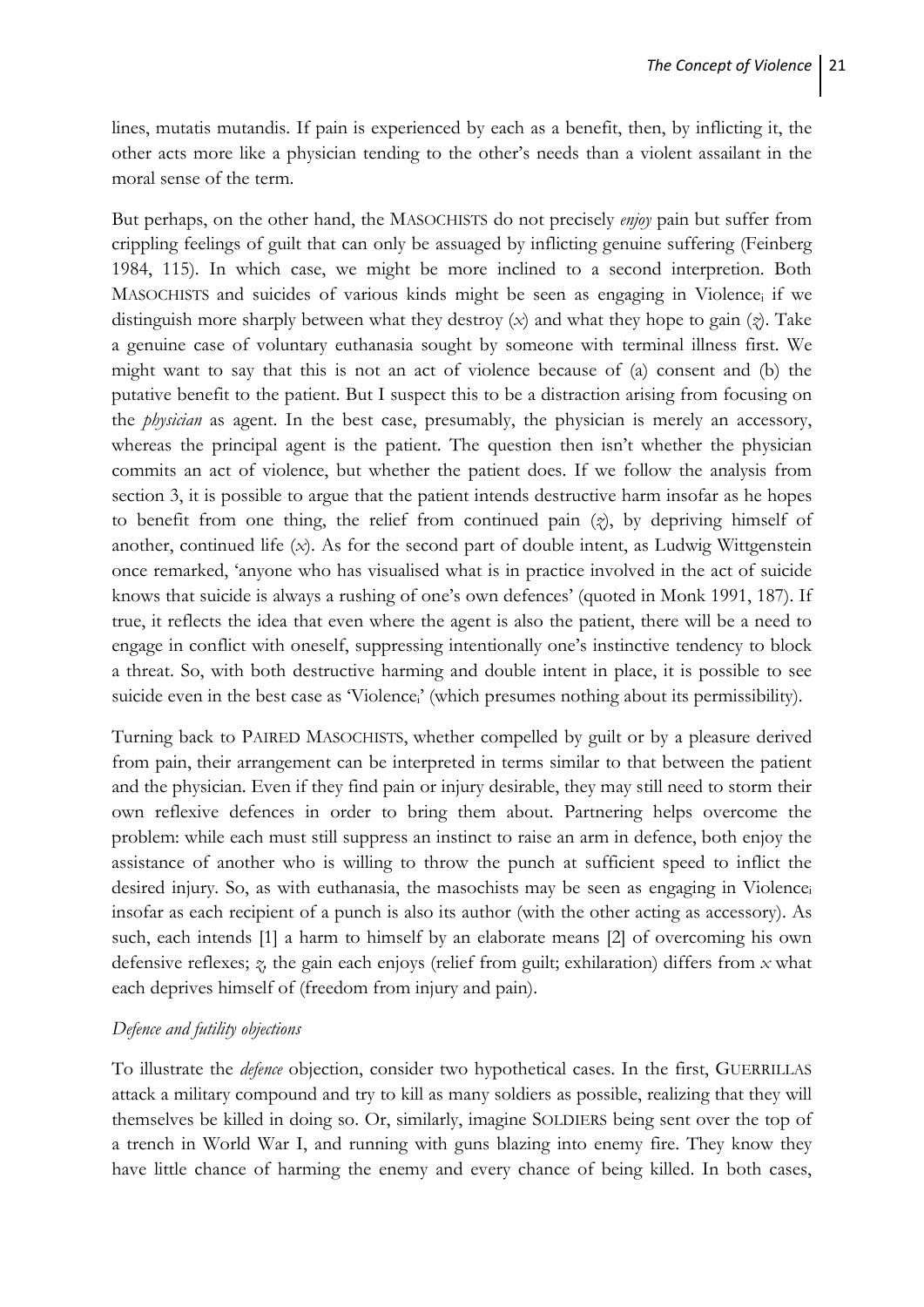lines, mutatis mutandis. If pain is experienced by each as a benefit, then, by inflicting it, the other acts more like a physician tending to the other's needs than a violent assailant in the moral sense of the term.

But perhaps, on the other hand, the MASOCHISTS do not precisely *enjoy* pain but suffer from crippling feelings of guilt that can only be assuaged by inflicting genuine suffering (Feinberg 1984, 115). In which case, we might be more inclined to a second interpretion. Both MASOCHISTS and suicides of various kinds might be seen as engaging in Violence$_i$ if we distinguish more sharply between what they destroy ($x$) and what they hope to gain ($z$). Take a genuine case of voluntary euthanasia sought by someone with terminal illness first. We might want to say that this is not an act of violence because of (a) consent and (b) the putative benefit to the patient. But I suspect this to be a distraction arising from focusing on the *physician* as agent. In the best case, presumably, the physician is merely an accessory, whereas the principal agent is the patient. The question then isn't whether the physician commits an act of violence, but whether the patient does. If we follow the analysis from section 3, it is possible to argue that the patient intends destructive harm insofar as he hopes to benefit from one thing, the relief from continued pain ($z$), by depriving himself of another, continued life ($x$). As for the second part of double intent, as Ludwig Wittgenstein once remarked, 'anyone who has visualised what is in practice involved in the act of suicide knows that suicide is always a rushing of one's own defences' (quoted in Monk 1991, 187). If true, it reflects the idea that even where the agent is also the patient, there will be a need to engage in conflict with oneself, suppressing intentionally one's instinctive tendency to block a threat. So, with both destructive harming and double intent in place, it is possible to see suicide even in the best case as 'Violence$_i$' (which presumes nothing about its permissibility).

Turning back to PAIRED MASOCHISTS, whether compelled by guilt or by a pleasure derived from pain, their arrangement can be interpreted in terms similar to that between the patient and the physician. Even if they find pain or injury desirable, they may still need to storm their own reflexive defences in order to bring them about. Partnering helps overcome the problem: while each must still suppress an instinct to raise an arm in defence, both enjoy the assistance of another who is willing to throw the punch at sufficient speed to inflict the desired injury. So, as with euthanasia, the masochists may be seen as engaging in Violence$_i$ insofar as each recipient of a punch is also its author (with the other acting as accessory). As such, each intends [1] a harm to himself by an elaborate means [2] of overcoming his own defensive reflexes; $z$, the gain each enjoys (relief from guilt; exhilaration) differs from $x$ what each deprives himself of (freedom from injury and pain).

*Defence and futility objections*

To illustrate the *defence* objection, consider two hypothetical cases. In the first, GUERRILLAS attack a military compound and try to kill as many soldiers as possible, realizing that they will themselves be killed in doing so. Or, similarly, imagine SOLDIERS being sent over the top of a trench in World War I, and running with guns blazing into enemy fire. They know they have little chance of harming the enemy and every chance of being killed. In both cases,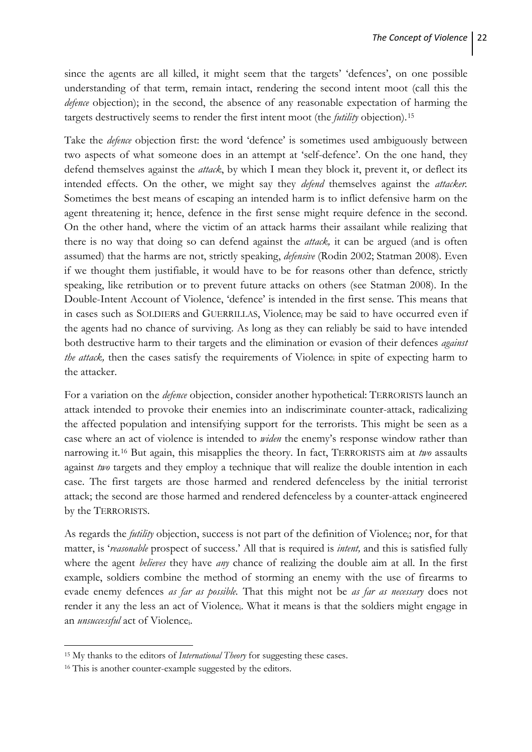since the agents are all killed, it might seem that the targets' 'defences', on one possible understanding of that term, remain intact, rendering the second intent moot (call this the *defence* objection); in the second, the absence of any reasonable expectation of harming the targets destructively seems to render the first intent moot (the *futility* objection).[15]

Take the *defence* objection first: the word 'defence' is sometimes used ambiguously between two aspects of what someone does in an attempt at 'self-defence'. On the one hand, they defend themselves against the *attack*, by which I mean they block it, prevent it, or deflect its intended effects. On the other, we might say they *defend* themselves against the *attacker*. Sometimes the best means of escaping an intended harm is to inflict defensive harm on the agent threatening it; hence, defence in the first sense might require defence in the second. On the other hand, where the victim of an attack harms their assailant while realizing that there is no way that doing so can defend against the *attack,* it can be argued (and is often assumed) that the harms are not, strictly speaking, *defensive* (Rodin 2002; Statman 2008). Even if we thought them justifiable, it would have to be for reasons other than defence, strictly speaking, like retribution or to prevent future attacks on others (see Statman 2008). In the Double-Intent Account of Violence, 'defence' is intended in the first sense. This means that in cases such as SOLDIERS and GUERRILLAS, $\text{Violence}_i$ may be said to have occurred even if the agents had no chance of surviving. As long as they can reliably be said to have intended both destructive harm to their targets and the elimination or evasion of their defences *against the attack,* then the cases satisfy the requirements of $\text{Violence}_i$ in spite of expecting harm to the attacker.

For a variation on the *defence* objection, consider another hypothetical: TERRORISTS launch an attack intended to provoke their enemies into an indiscriminate counter-attack, radicalizing the affected population and intensifying support for the terrorists. This might be seen as a case where an act of violence is intended to *widen* the enemy's response window rather than narrowing it.[16] But again, this misapplies the theory. In fact, TERRORISTS aim at *two* assaults against *two* targets and they employ a technique that will realize the double intention in each case. The first targets are those harmed and rendered defenceless by the initial terrorist attack; the second are those harmed and rendered defenceless by a counter-attack engineered by the TERRORISTS.

As regards the *futility* objection, success is not part of the definition of $\text{Violence}_i$; nor, for that matter, is '*reasonable* prospect of success.' All that is required is *intent,* and this is satisfied fully where the agent *believes* they have *any* chance of realizing the double aim at all. In the first example, soldiers combine the method of storming an enemy with the use of firearms to evade enemy defences *as far as possible*. That this might not be *as far as necessary* does not render it any the less an act of $\text{Violence}_i$. What it means is that the soldiers might engage in an *unsuccessful* act of $\text{Violence}_i$.

---

[15] My thanks to the editors of *International Theory* for suggesting these cases.

[16] This is another counter-example suggested by the editors.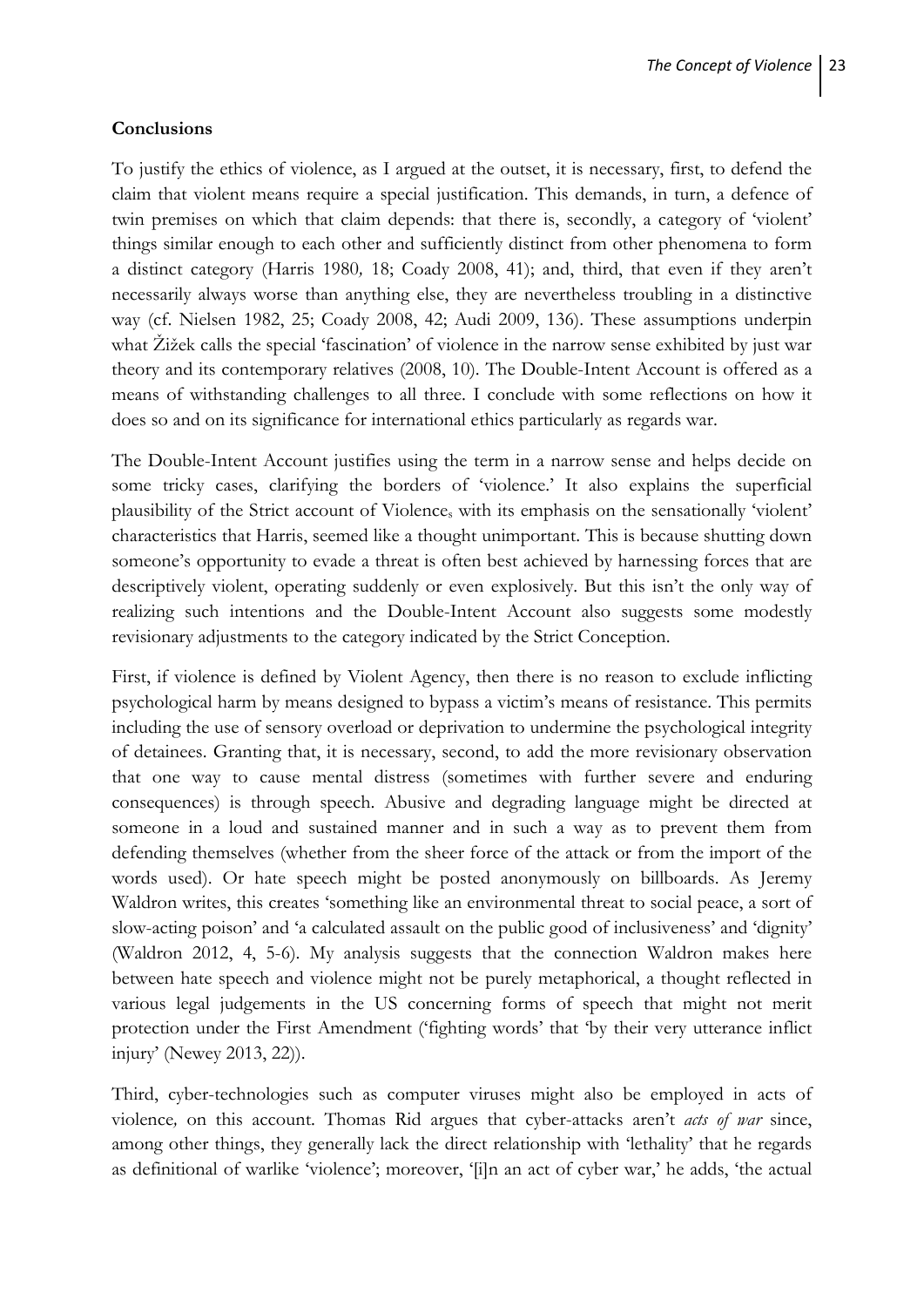**Conclusions**

To justify the ethics of violence, as I argued at the outset, it is necessary, first, to defend the claim that violent means require a special justification. This demands, in turn, a defence of twin premises on which that claim depends: that there is, secondly, a category of 'violent' things similar enough to each other and sufficiently distinct from other phenomena to form a distinct category (Harris 1980, 18; Coady 2008, 41); and, third, that even if they aren't necessarily always worse than anything else, they are nevertheless troubling in a distinctive way (cf. Nielsen 1982, 25; Coady 2008, 42; Audi 2009, 136). These assumptions underpin what Žižek calls the special 'fascination' of violence in the narrow sense exhibited by just war theory and its contemporary relatives (2008, 10). The Double-Intent Account is offered as a means of withstanding challenges to all three. I conclude with some reflections on how it does so and on its significance for international ethics particularly as regards war.

The Double-Intent Account justifies using the term in a narrow sense and helps decide on some tricky cases, clarifying the borders of 'violence.' It also explains the superficial plausibility of the Strict account of Violence$_s$ with its emphasis on the sensationally 'violent' characteristics that Harris, seemed like a thought unimportant. This is because shutting down someone's opportunity to evade a threat is often best achieved by harnessing forces that are descriptively violent, operating suddenly or even explosively. But this isn't the only way of realizing such intentions and the Double-Intent Account also suggests some modestly revisionary adjustments to the category indicated by the Strict Conception.

First, if violence is defined by Violent Agency, then there is no reason to exclude inflicting psychological harm by means designed to bypass a victim's means of resistance. This permits including the use of sensory overload or deprivation to undermine the psychological integrity of detainees. Granting that, it is necessary, second, to add the more revisionary observation that one way to cause mental distress (sometimes with further severe and enduring consequences) is through speech. Abusive and degrading language might be directed at someone in a loud and sustained manner and in such a way as to prevent them from defending themselves (whether from the sheer force of the attack or from the import of the words used). Or hate speech might be posted anonymously on billboards. As Jeremy Waldron writes, this creates 'something like an environmental threat to social peace, a sort of slow-acting poison' and 'a calculated assault on the public good of inclusiveness' and 'dignity' (Waldron 2012, 4, 5-6). My analysis suggests that the connection Waldron makes here between hate speech and violence might not be purely metaphorical, a thought reflected in various legal judgements in the US concerning forms of speech that might not merit protection under the First Amendment ('fighting words' that 'by their very utterance inflict injury' (Newey 2013, 22)).

Third, cyber-technologies such as computer viruses might also be employed in acts of violence, on this account. Thomas Rid argues that cyber-attacks aren't *acts of war* since, among other things, they generally lack the direct relationship with 'lethality' that he regards as definitional of warlike 'violence'; moreover, '[i]n an act of cyber war,' he adds, 'the actual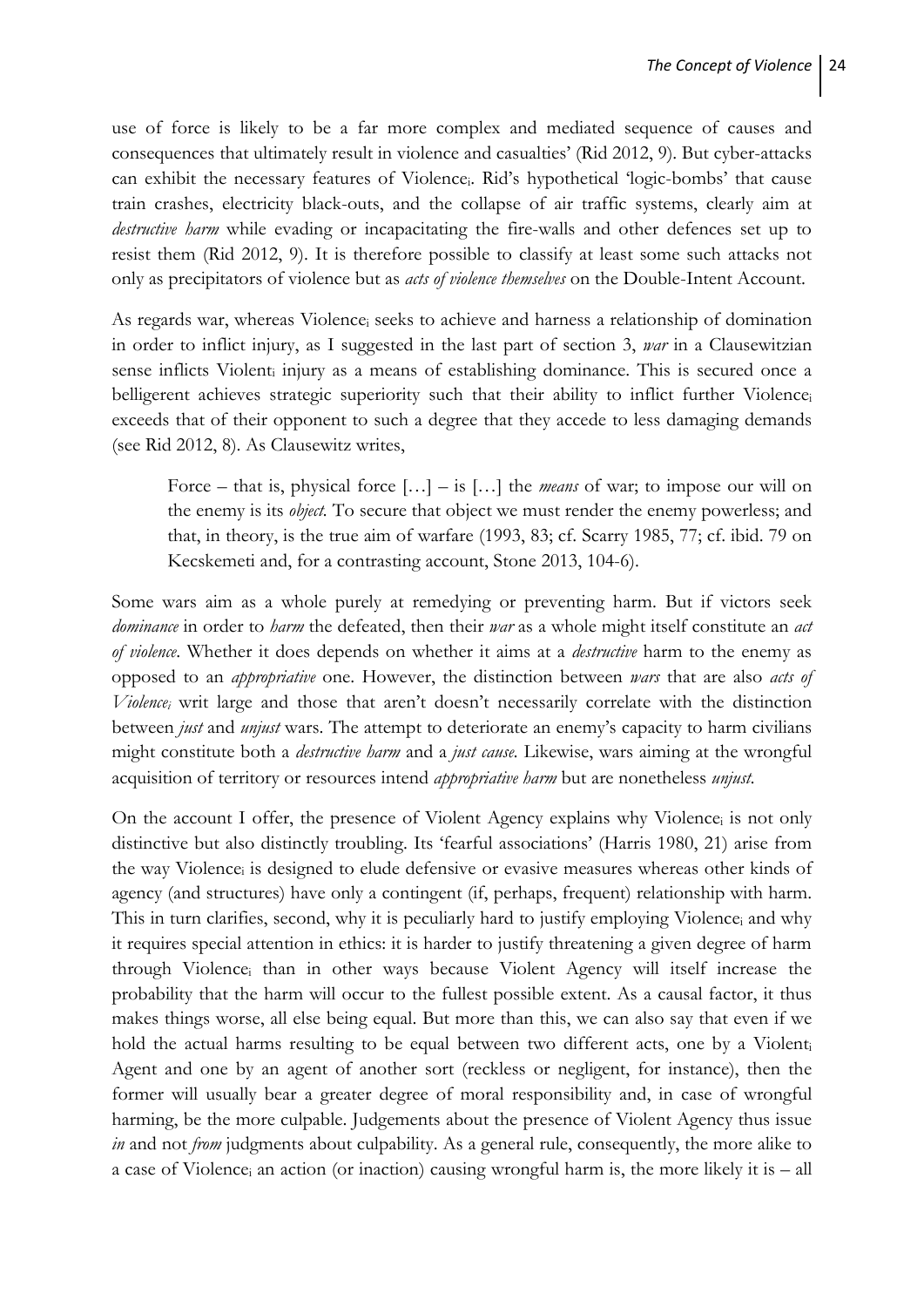use of force is likely to be a far more complex and mediated sequence of causes and consequences that ultimately result in violence and casualties' (Rid 2012, 9). But cyber-attacks can exhibit the necessary features of Violence$_i$. Rid's hypothetical 'logic-bombs' that cause train crashes, electricity black-outs, and the collapse of air traffic systems, clearly aim at *destructive harm* while evading or incapacitating the fire-walls and other defences set up to resist them (Rid 2012, 9). It is therefore possible to classify at least some such attacks not only as precipitators of violence but as *acts of violence themselves* on the Double-Intent Account.

As regards war, whereas Violence$_i$ seeks to achieve and harness a relationship of domination in order to inflict injury, as I suggested in the last part of section 3, *war* in a Clausewitzian sense inflicts Violent$_i$ injury as a means of establishing dominance. This is secured once a belligerent achieves strategic superiority such that their ability to inflict further Violence$_i$ exceeds that of their opponent to such a degree that they accede to less damaging demands (see Rid 2012, 8). As Clausewitz writes,

> Force – that is, physical force […] – is […] the *means* of war; to impose our will on the enemy is its *object*. To secure that object we must render the enemy powerless; and that, in theory, is the true aim of warfare (1993, 83; cf. Scarry 1985, 77; cf. ibid. 79 on Kecskemeti and, for a contrasting account, Stone 2013, 104-6).

Some wars aim as a whole purely at remedying or preventing harm. But if victors seek *dominance* in order to *harm* the defeated, then their *war* as a whole might itself constitute an *act of violence*. Whether it does depends on whether it aims at a *destructive* harm to the enemy as opposed to an *appropriative* one. However, the distinction between *wars* that are also *acts of Violence$_i$* writ large and those that aren't doesn't necessarily correlate with the distinction between *just* and *unjust* wars. The attempt to deteriorate an enemy's capacity to harm civilians might constitute both a *destructive harm* and a *just cause*. Likewise, wars aiming at the wrongful acquisition of territory or resources intend *appropriative harm* but are nonetheless *unjust*.

On the account I offer, the presence of Violent Agency explains why Violence$_i$ is not only distinctive but also distinctly troubling. Its 'fearful associations' (Harris 1980, 21) arise from the way Violence$_i$ is designed to elude defensive or evasive measures whereas other kinds of agency (and structures) have only a contingent (if, perhaps, frequent) relationship with harm. This in turn clarifies, second, why it is peculiarly hard to justify employing Violence$_i$ and why it requires special attention in ethics: it is harder to justify threatening a given degree of harm through Violence$_i$ than in other ways because Violent Agency will itself increase the probability that the harm will occur to the fullest possible extent. As a causal factor, it thus makes things worse, all else being equal. But more than this, we can also say that even if we hold the actual harms resulting to be equal between two different acts, one by a Violent$_i$ Agent and one by an agent of another sort (reckless or negligent, for instance), then the former will usually bear a greater degree of moral responsibility and, in case of wrongful harming, be the more culpable. Judgements about the presence of Violent Agency thus issue *in* and not *from* judgments about culpability. As a general rule, consequently, the more alike to a case of Violence$_i$ an action (or inaction) causing wrongful harm is, the more likely it is – all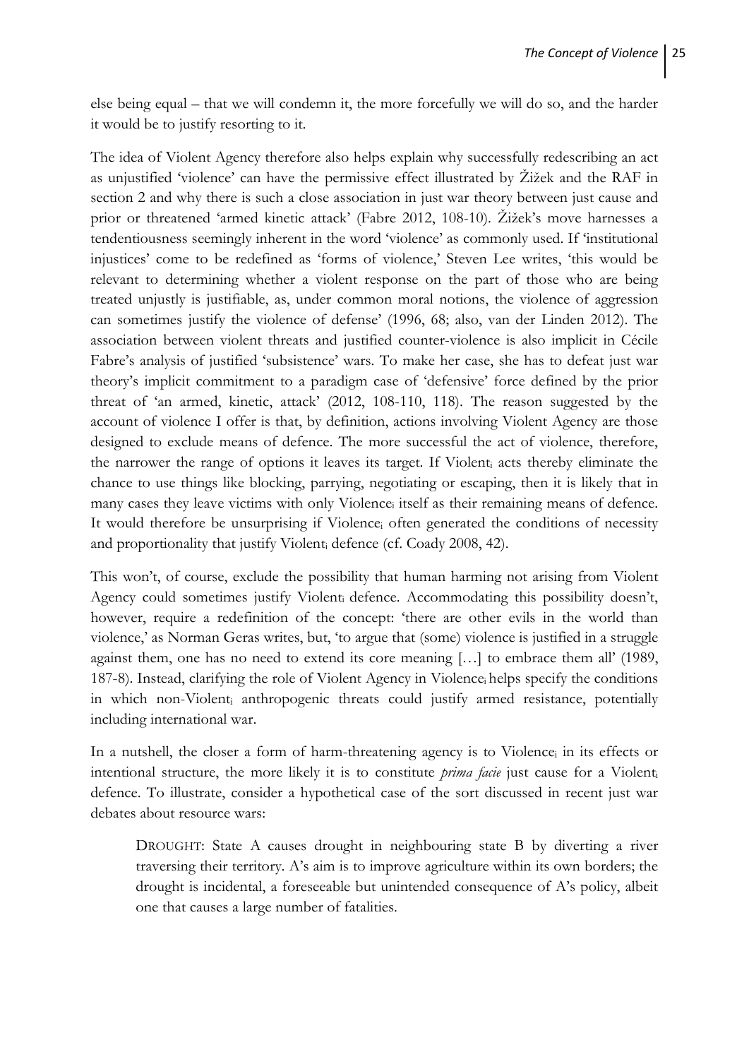else being equal – that we will condemn it, the more forcefully we will do so, and the harder it would be to justify resorting to it.

The idea of Violent Agency therefore also helps explain why successfully redescribing an act as unjustified 'violence' can have the permissive effect illustrated by Žižek and the RAF in section 2 and why there is such a close association in just war theory between just cause and prior or threatened 'armed kinetic attack' (Fabre 2012, 108-10). Žižek's move harnesses a tendentiousness seemingly inherent in the word 'violence' as commonly used. If 'institutional injustices' come to be redefined as 'forms of violence,' Steven Lee writes, 'this would be relevant to determining whether a violent response on the part of those who are being treated unjustly is justifiable, as, under common moral notions, the violence of aggression can sometimes justify the violence of defense' (1996, 68; also, van der Linden 2012). The association between violent threats and justified counter-violence is also implicit in Cécile Fabre's analysis of justified 'subsistence' wars. To make her case, she has to defeat just war theory's implicit commitment to a paradigm case of 'defensive' force defined by the prior threat of 'an armed, kinetic, attack' (2012, 108-110, 118). The reason suggested by the account of violence I offer is that, by definition, actions involving Violent Agency are those designed to exclude means of defence. The more successful the act of violence, therefore, the narrower the range of options it leaves its target. If Violent$_i$ acts thereby eliminate the chance to use things like blocking, parrying, negotiating or escaping, then it is likely that in many cases they leave victims with only Violence$_i$ itself as their remaining means of defence. It would therefore be unsurprising if Violence$_i$ often generated the conditions of necessity and proportionality that justify Violent$_i$ defence (cf. Coady 2008, 42).

This won't, of course, exclude the possibility that human harming not arising from Violent Agency could sometimes justify Violent$_i$ defence. Accommodating this possibility doesn't, however, require a redefinition of the concept: 'there are other evils in the world than violence,' as Norman Geras writes, but, 'to argue that (some) violence is justified in a struggle against them, one has no need to extend its core meaning […] to embrace them all' (1989, 187-8). Instead, clarifying the role of Violent Agency in Violence$_i$ helps specify the conditions in which non-Violent$_i$ anthropogenic threats could justify armed resistance, potentially including international war.

In a nutshell, the closer a form of harm-threatening agency is to Violence$_i$ in its effects or intentional structure, the more likely it is to constitute *prima facie* just cause for a Violent$_i$ defence. To illustrate, consider a hypothetical case of the sort discussed in recent just war debates about resource wars:

> DROUGHT: State A causes drought in neighbouring state B by diverting a river traversing their territory. A's aim is to improve agriculture within its own borders; the drought is incidental, a foreseeable but unintended consequence of A's policy, albeit one that causes a large number of fatalities.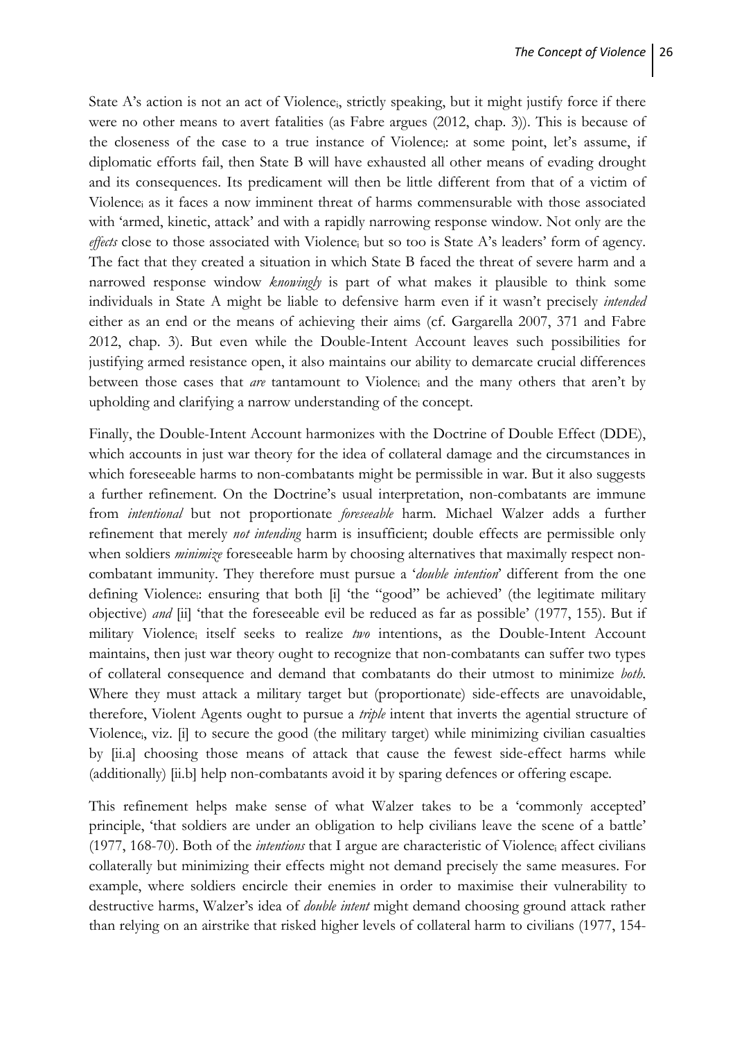State A's action is not an act of Violence$_i$, strictly speaking, but it might justify force if there were no other means to avert fatalities (as Fabre argues (2012, chap. 3)). This is because of the closeness of the case to a true instance of Violence$_i$: at some point, let's assume, if diplomatic efforts fail, then State B will have exhausted all other means of evading drought and its consequences. Its predicament will then be little different from that of a victim of Violence$_i$ as it faces a now imminent threat of harms commensurable with those associated with 'armed, kinetic, attack' and with a rapidly narrowing response window. Not only are the *effects* close to those associated with Violence$_i$ but so too is State A's leaders' form of agency. The fact that they created a situation in which State B faced the threat of severe harm and a narrowed response window *knowingly* is part of what makes it plausible to think some individuals in State A might be liable to defensive harm even if it wasn't precisely *intended* either as an end or the means of achieving their aims (cf. Gargarella 2007, 371 and Fabre 2012, chap. 3). But even while the Double-Intent Account leaves such possibilities for justifying armed resistance open, it also maintains our ability to demarcate crucial differences between those cases that *are* tantamount to Violence$_i$ and the many others that aren't by upholding and clarifying a narrow understanding of the concept.

Finally, the Double-Intent Account harmonizes with the Doctrine of Double Effect (DDE), which accounts in just war theory for the idea of collateral damage and the circumstances in which foreseeable harms to non-combatants might be permissible in war. But it also suggests a further refinement. On the Doctrine's usual interpretation, non-combatants are immune from *intentional* but not proportionate *foreseeable* harm. Michael Walzer adds a further refinement that merely *not intending* harm is insufficient; double effects are permissible only when soldiers *minimize* foreseeable harm by choosing alternatives that maximally respect non-combatant immunity. They therefore must pursue a '*double intention*' different from the one defining Violence$_i$: ensuring that both [i] 'the "good" be achieved' (the legitimate military objective) *and* [ii] 'that the foreseeable evil be reduced as far as possible' (1977, 155). But if military Violence$_i$ itself seeks to realize *two* intentions, as the Double-Intent Account maintains, then just war theory ought to recognize that non-combatants can suffer two types of collateral consequence and demand that combatants do their utmost to minimize *both*. Where they must attack a military target but (proportionate) side-effects are unavoidable, therefore, Violent Agents ought to pursue a *triple* intent that inverts the agential structure of Violence$_i$, viz. [i] to secure the good (the military target) while minimizing civilian casualties by [ii.a] choosing those means of attack that cause the fewest side-effect harms while (additionally) [ii.b] help non-combatants avoid it by sparing defences or offering escape.

This refinement helps make sense of what Walzer takes to be a 'commonly accepted' principle, 'that soldiers are under an obligation to help civilians leave the scene of a battle' (1977, 168-70). Both of the *intentions* that I argue are characteristic of Violence$_i$ affect civilians collaterally but minimizing their effects might not demand precisely the same measures. For example, where soldiers encircle their enemies in order to maximise their vulnerability to destructive harms, Walzer's idea of *double intent* might demand choosing ground attack rather than relying on an airstrike that risked higher levels of collateral harm to civilians (1977, 154-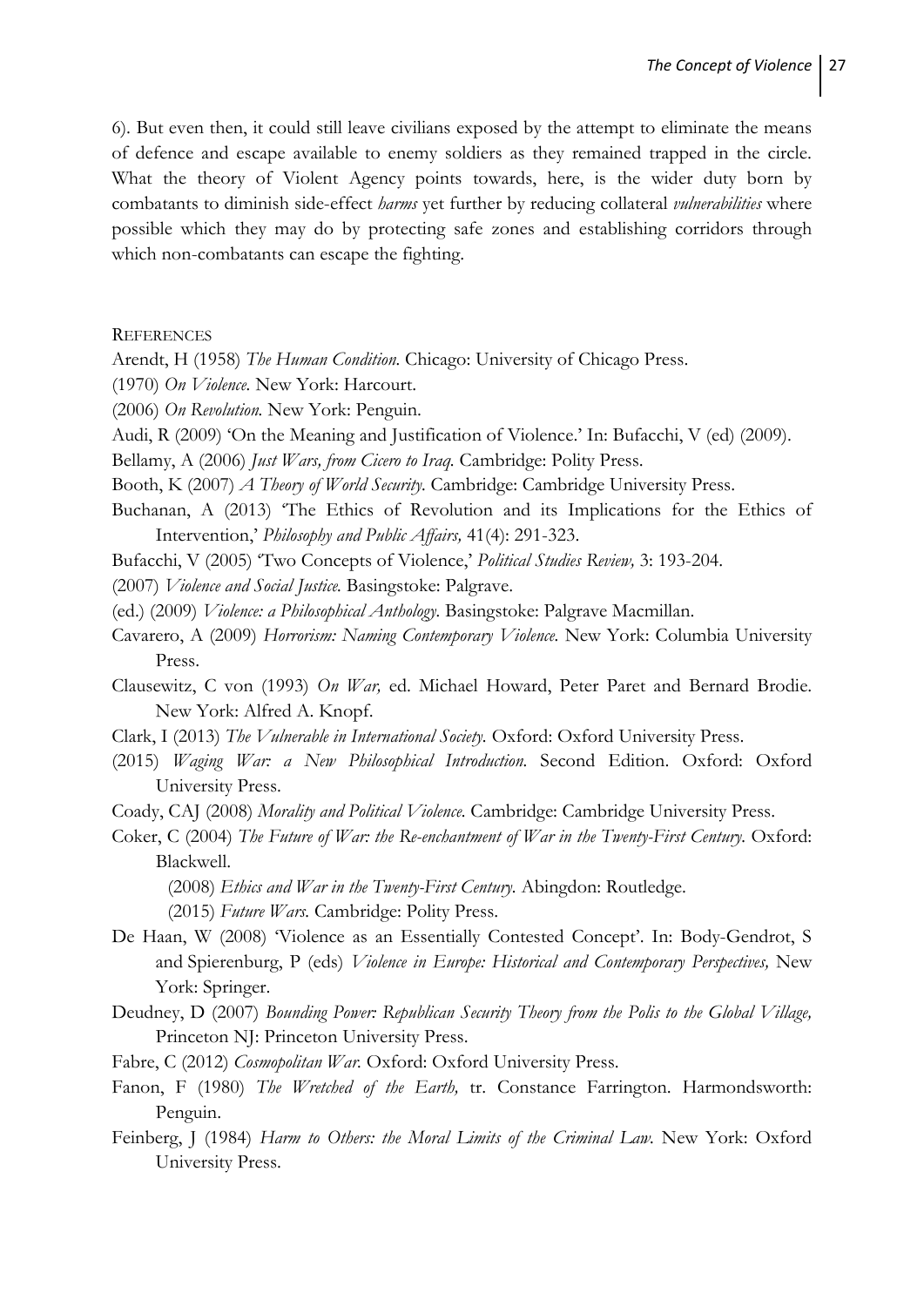6). But even then, it could still leave civilians exposed by the attempt to eliminate the means of defence and escape available to enemy soldiers as they remained trapped in the circle. What the theory of Violent Agency points towards, here, is the wider duty born by combatants to diminish side-effect *harms* yet further by reducing collateral *vulnerabilities* where possible which they may do by protecting safe zones and establishing corridors through which non-combatants can escape the fighting.

## REFERENCES

Arendt, H (1958) *The Human Condition*. Chicago: University of Chicago Press.

(1970) *On Violence*. New York: Harcourt.

(2006) *On Revolution*. New York: Penguin.

Audi, R (2009) 'On the Meaning and Justification of Violence.' In: Bufacchi, V (ed) (2009).

Bellamy, A (2006) *Just Wars, from Cicero to Iraq*. Cambridge: Polity Press.

Booth, K (2007) *A Theory of World Security*. Cambridge: Cambridge University Press.

Buchanan, A (2013) 'The Ethics of Revolution and its Implications for the Ethics of Intervention,' *Philosophy and Public Affairs,* 41(4): 291-323.

Bufacchi, V (2005) 'Two Concepts of Violence,' *Political Studies Review,* 3: 193-204.

(2007) *Violence and Social Justice*. Basingstoke: Palgrave.

(ed.) (2009) *Violence: a Philosophical Anthology*. Basingstoke: Palgrave Macmillan.

Cavarero, A (2009) *Horrorism: Naming Contemporary Violence*. New York: Columbia University Press.

Clausewitz, C von (1993) *On War,* ed. Michael Howard, Peter Paret and Bernard Brodie. New York: Alfred A. Knopf.

Clark, I (2013) *The Vulnerable in International Society*. Oxford: Oxford University Press.

(2015) *Waging War: a New Philosophical Introduction*. Second Edition. Oxford: Oxford University Press.

Coady, CAJ (2008) *Morality and Political Violence*. Cambridge: Cambridge University Press.

Coker, C (2004) *The Future of War: the Re-enchantment of War in the Twenty-First Century*. Oxford: Blackwell.

(2008) *Ethics and War in the Twenty-First Century*. Abingdon: Routledge.

(2015) *Future Wars*. Cambridge: Polity Press.

De Haan, W (2008) 'Violence as an Essentially Contested Concept'. In: Body-Gendrot, S and Spierenburg, P (eds) *Violence in Europe: Historical and Contemporary Perspectives,* New York: Springer.

Deudney, D (2007) *Bounding Power: Republican Security Theory from the Polis to the Global Village,* Princeton NJ: Princeton University Press.

Fabre, C (2012) *Cosmopolitan War*. Oxford: Oxford University Press.

Fanon, F (1980) *The Wretched of the Earth,* tr. Constance Farrington. Harmondsworth: Penguin.

Feinberg, J (1984) *Harm to Others: the Moral Limits of the Criminal Law*. New York: Oxford University Press.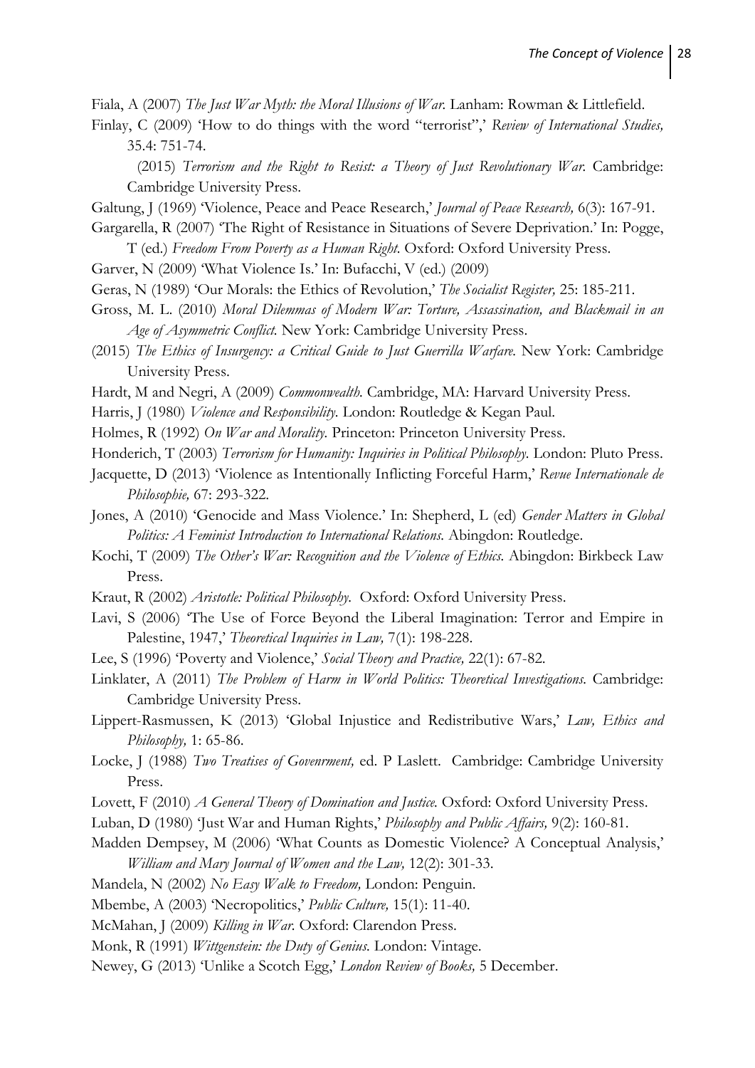Fiala, A (2007) *The Just War Myth: the Moral Illusions of War.* Lanham: Rowman & Littlefield.

Finlay, C (2009) 'How to do things with the word "terrorist",' *Review of International Studies,* 35.4: 751-74.

(2015) *Terrorism and the Right to Resist: a Theory of Just Revolutionary War.* Cambridge: Cambridge University Press.

Galtung, J (1969) 'Violence, Peace and Peace Research,' *Journal of Peace Research,* 6(3): 167-91.

Gargarella, R (2007) 'The Right of Resistance in Situations of Severe Deprivation.' In: Pogge, T (ed.) *Freedom From Poverty as a Human Right.* Oxford: Oxford University Press.

Garver, N (2009) 'What Violence Is.' In: Bufacchi, V (ed.) (2009)

Geras, N (1989) 'Our Morals: the Ethics of Revolution,' *The Socialist Register,* 25: 185-211.

Gross, M. L. (2010) *Moral Dilemmas of Modern War: Torture, Assassination, and Blackmail in an Age of Asymmetric Conflict.* New York: Cambridge University Press.

(2015) *The Ethics of Insurgency: a Critical Guide to Just Guerrilla Warfare.* New York: Cambridge University Press.

Hardt, M and Negri, A (2009) *Commonwealth.* Cambridge, MA: Harvard University Press.

Harris, J (1980) *Violence and Responsibility.* London: Routledge & Kegan Paul.

Holmes, R (1992) *On War and Morality.* Princeton: Princeton University Press.

Honderich, T (2003) *Terrorism for Humanity: Inquiries in Political Philosophy.* London: Pluto Press.

Jacquette, D (2013) 'Violence as Intentionally Inflicting Forceful Harm,' *Revue Internationale de Philosophie,* 67: 293-322.

Jones, A (2010) 'Genocide and Mass Violence.' In: Shepherd, L (ed) *Gender Matters in Global Politics: A Feminist Introduction to International Relations.* Abingdon: Routledge.

Kochi, T (2009) *The Other's War: Recognition and the Violence of Ethics.* Abingdon: Birkbeck Law Press.

Kraut, R (2002) *Aristotle: Political Philosophy.* Oxford: Oxford University Press.

Lavi, S (2006) 'The Use of Force Beyond the Liberal Imagination: Terror and Empire in Palestine, 1947,' *Theoretical Inquiries in Law,* 7(1): 198-228.

Lee, S (1996) 'Poverty and Violence,' *Social Theory and Practice,* 22(1): 67-82.

Linklater, A (2011) *The Problem of Harm in World Politics: Theoretical Investigations.* Cambridge: Cambridge University Press.

Lippert-Rasmussen, K (2013) 'Global Injustice and Redistributive Wars,' *Law, Ethics and Philosophy,* 1: 65-86.

Locke, J (1988) *Two Treatises of Govenrment,* ed. P Laslett. Cambridge: Cambridge University Press.

Lovett, F (2010) *A General Theory of Domination and Justice.* Oxford: Oxford University Press.

Luban, D (1980) 'Just War and Human Rights,' *Philosophy and Public Affairs,* 9(2): 160-81.

Madden Dempsey, M (2006) 'What Counts as Domestic Violence? A Conceptual Analysis,' *William and Mary Journal of Women and the Law,* 12(2): 301-33.

Mandela, N (2002) *No Easy Walk to Freedom,* London: Penguin.

Mbembe, A (2003) 'Necropolitics,' *Public Culture,* 15(1): 11-40.

McMahan, J (2009) *Killing in War.* Oxford: Clarendon Press.

Monk, R (1991) *Wittgenstein: the Duty of Genius.* London: Vintage.

Newey, G (2013) 'Unlike a Scotch Egg,' *London Review of Books,* 5 December.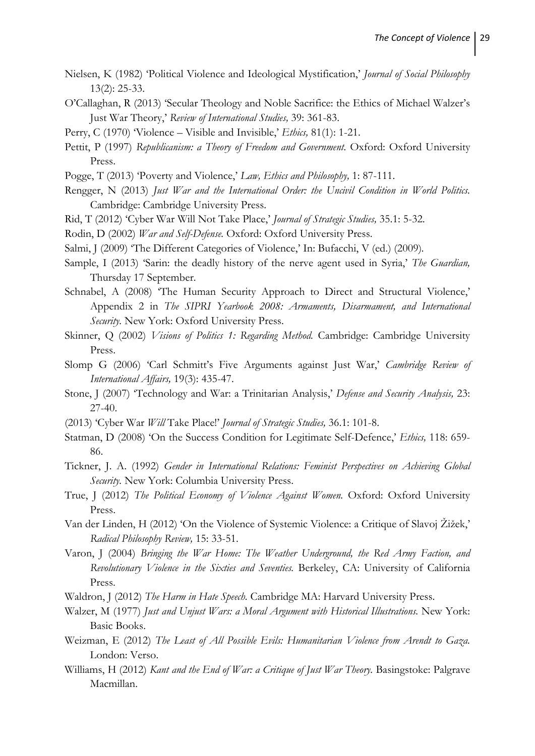Nielsen, K (1982) 'Political Violence and Ideological Mystification,' *Journal of Social Philosophy* 13(2): 25-33.

O'Callaghan, R (2013) 'Secular Theology and Noble Sacrifice: the Ethics of Michael Walzer's Just War Theory,' *Review of International Studies,* 39: 361-83.

Perry, C (1970) 'Violence – Visible and Invisible,' *Ethics,* 81(1): 1-21.

Pettit, P (1997) *Republicanism: a Theory of Freedom and Government.* Oxford: Oxford University Press.

Pogge, T (2013) 'Poverty and Violence,' *Law, Ethics and Philosophy,* 1: 87-111.

Rengger, N (2013) *Just War and the International Order: the Uncivil Condition in World Politics.* Cambridge: Cambridge University Press.

Rid, T (2012) 'Cyber War Will Not Take Place,' *Journal of Strategic Studies,* 35.1: 5-32.

Rodin, D (2002) *War and Self-Defense.* Oxford: Oxford University Press.

Salmi, J (2009) 'The Different Categories of Violence,' In: Bufacchi, V (ed.) (2009).

Sample, I (2013) 'Sarin: the deadly history of the nerve agent used in Syria,' *The Guardian,* Thursday 17 September.

Schnabel, A (2008) 'The Human Security Approach to Direct and Structural Violence,' Appendix 2 in *The SIPRI Yearbook 2008: Armaments, Disarmament, and International Security.* New York: Oxford University Press.

Skinner, Q (2002) *Visions of Politics 1: Regarding Method.* Cambridge: Cambridge University Press.

Slomp G (2006) 'Carl Schmitt's Five Arguments against Just War,' *Cambridge Review of International Affairs,* 19(3): 435-47.

Stone, J (2007) 'Technology and War: a Trinitarian Analysis,' *Defense and Security Analysis,* 23: 27-40.

(2013) 'Cyber War *Will* Take Place!' *Journal of Strategic Studies,* 36.1: 101-8.

Statman, D (2008) 'On the Success Condition for Legitimate Self-Defence,' *Ethics,* 118: 659-86.

Tickner, J. A. (1992) *Gender in International Relations: Feminist Perspectives on Achieving Global Security.* New York: Columbia University Press.

True, J (2012) *The Political Economy of Violence Against Women.* Oxford: Oxford University Press.

Van der Linden, H (2012) 'On the Violence of Systemic Violence: a Critique of Slavoj Žižek,' *Radical Philosophy Review,* 15: 33-51.

Varon, J (2004) *Bringing the War Home: The Weather Underground, the Red Army Faction, and Revolutionary Violence in the Sixties and Seventies.* Berkeley, CA: University of California Press.

Waldron, J (2012) *The Harm in Hate Speech.* Cambridge MA: Harvard University Press.

Walzer, M (1977) *Just and Unjust Wars: a Moral Argument with Historical Illustrations.* New York: Basic Books.

Weizman, E (2012) *The Least of All Possible Evils: Humanitarian Violence from Arendt to Gaza.* London: Verso.

Williams, H (2012) *Kant and the End of War: a Critique of Just War Theory.* Basingstoke: Palgrave Macmillan.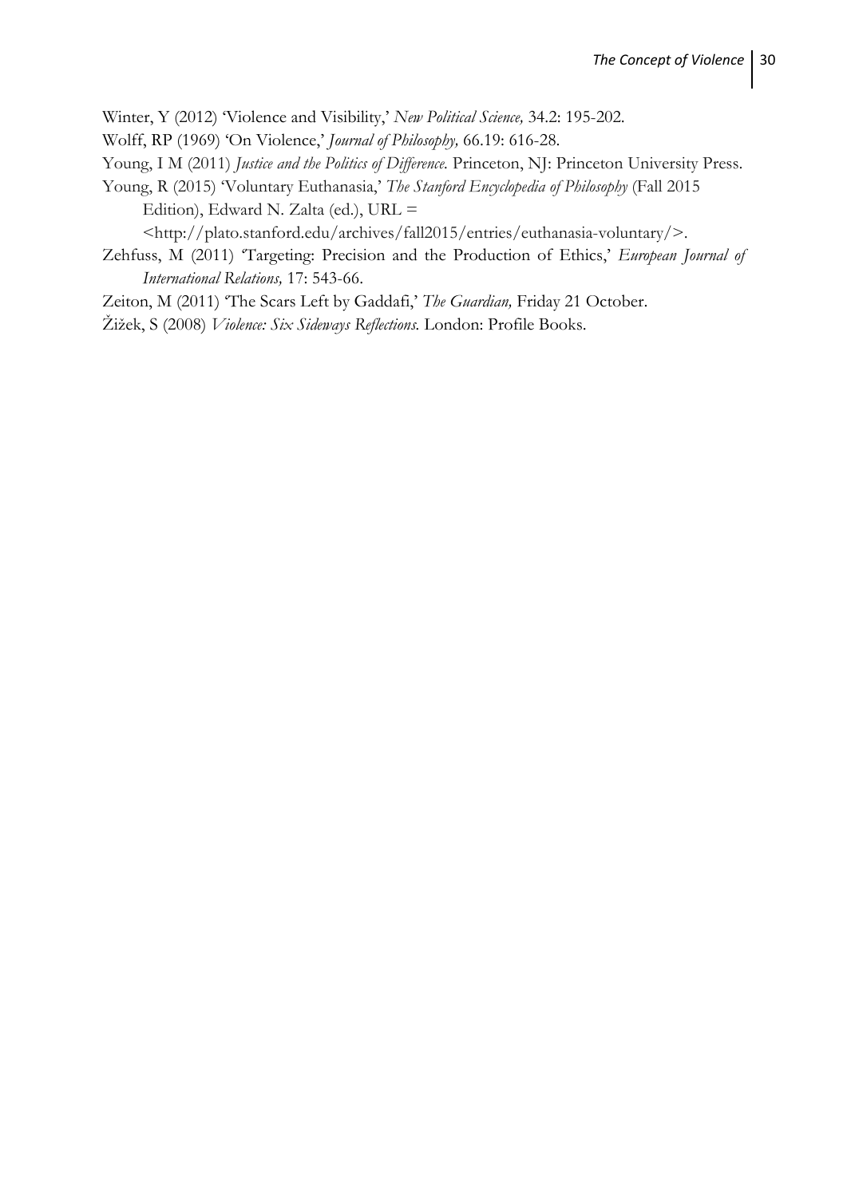Winter, Y (2012) 'Violence and Visibility,' *New Political Science,* 34.2: 195-202.

Wolff, RP (1969) 'On Violence,' *Journal of Philosophy,* 66.19: 616-28.

Young, I M (2011) *Justice and the Politics of Difference.* Princeton, NJ: Princeton University Press.

Young, R (2015) 'Voluntary Euthanasia,' *The Stanford Encyclopedia of Philosophy* (Fall 2015 Edition), Edward N. Zalta (ed.), URL = <http://plato.stanford.edu/archives/fall2015/entries/euthanasia-voluntary/>.

Zehfuss, M (2011) 'Targeting: Precision and the Production of Ethics,' *European Journal of International Relations,* 17: 543-66.

Zeiton, M (2011) 'The Scars Left by Gaddafi,' *The Guardian,* Friday 21 October.

Žižek, S (2008) *Violence: Six Sideways Reflections.* London: Profile Books.